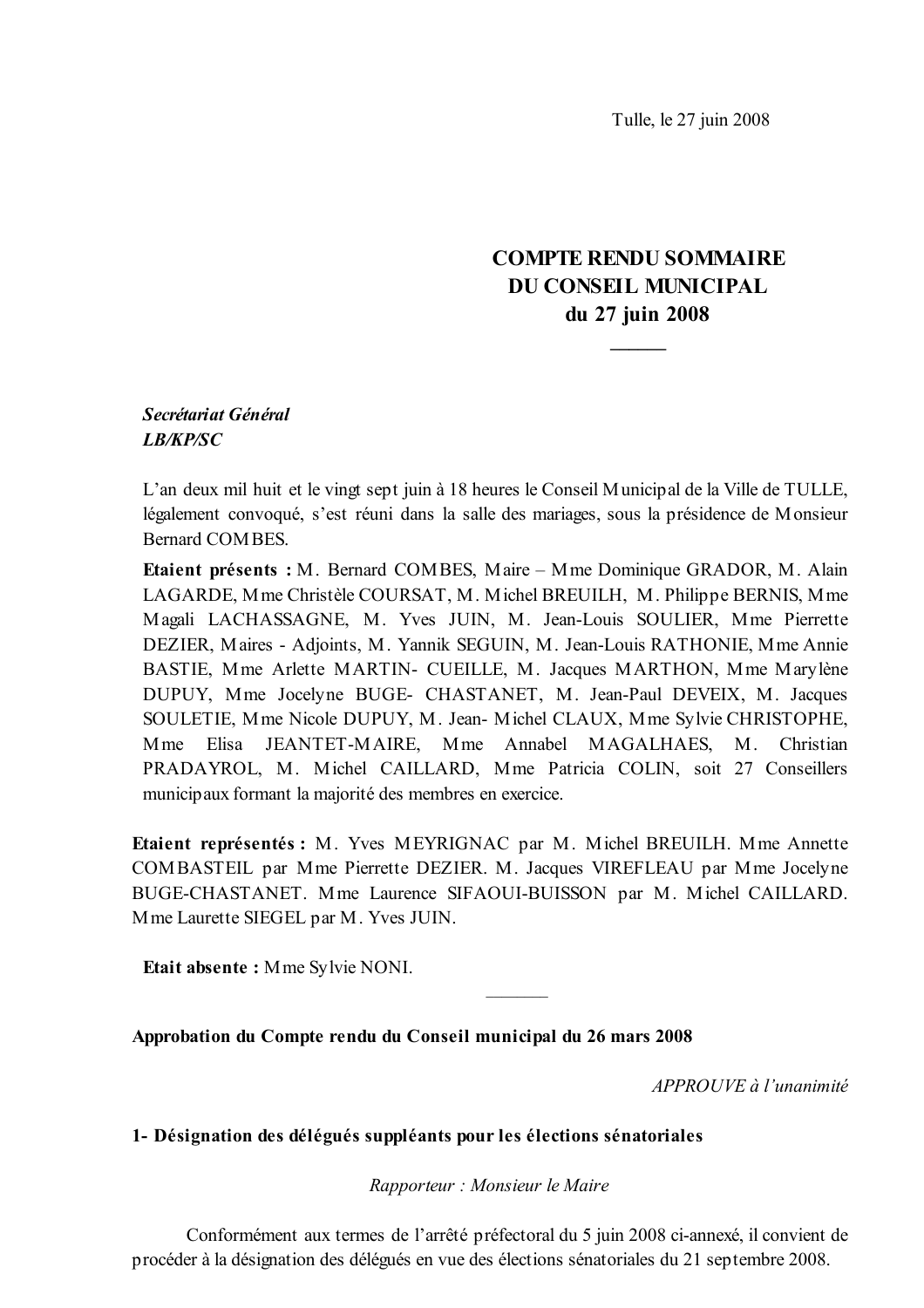Tulle, le 27 juin 2008

# COMPTE RENDU SOMMAIRE DU CONSEIL MUNICIPAL du 27 juin 2008

______

***Secrétariat Général***
***LB/KP/SC***

L'an deux mil huit et le vingt sept juin à 18 heures le Conseil Municipal de la Ville de TULLE, légalement convoqué, s'est réuni dans la salle des mariages, sous la présidence de Monsieur Bernard COMBES.

**Etaient présents :** M. Bernard COMBES, Maire – Mme Dominique GRADOR, M. Alain LAGARDE, Mme Christèle COURSAT, M. Michel BREUILH, M. Philippe BERNIS, Mme Magali LACHASSAGNE, M. Yves JUIN, M. Jean-Louis SOULIER, Mme Pierrette DEZIER, Maires - Adjoints, M. Yannik SEGUIN, M. Jean-Louis RATHONIE, Mme Annie BASTIE, Mme Arlette MARTIN- CUEILLE, M. Jacques MARTHON, Mme Marylène DUPUY, Mme Jocelyne BUGE- CHASTANET, M. Jean-Paul DEVEIX, M. Jacques SOULETIE, Mme Nicole DUPUY, M. Jean- Michel CLAUX, Mme Sylvie CHRISTOPHE, Mme Elisa JEANTET-MAIRE, Mme Annabel MAGALHAES, M. Christian PRADAYROL, M. Michel CAILLARD, Mme Patricia COLIN, soit 27 Conseillers municipaux formant la majorité des membres en exercice.

**Etaient représentés :** M. Yves MEYRIGNAC par M. Michel BREUILH. Mme Annette COMBASTEIL par Mme Pierrette DEZIER. M. Jacques VIREFLEAU par Mme Jocelyne BUGE-CHASTANET. Mme Laurence SIFAOUI-BUISSON par M. Michel CAILLARD. Mme Laurette SIEGEL par M. Yves JUIN.

**Etait absente :** Mme Sylvie NONI.

______

**Approbation du Compte rendu du Conseil municipal du 26 mars 2008**

*APPROUVE à l'unanimité*

## 1- Désignation des délégués suppléants pour les élections sénatoriales

*Rapporteur : Monsieur le Maire*

Conformément aux termes de l'arrêté préfectoral du 5 juin 2008 ci-annexé, il convient de procéder à la désignation des délégués en vue des élections sénatoriales du 21 septembre 2008.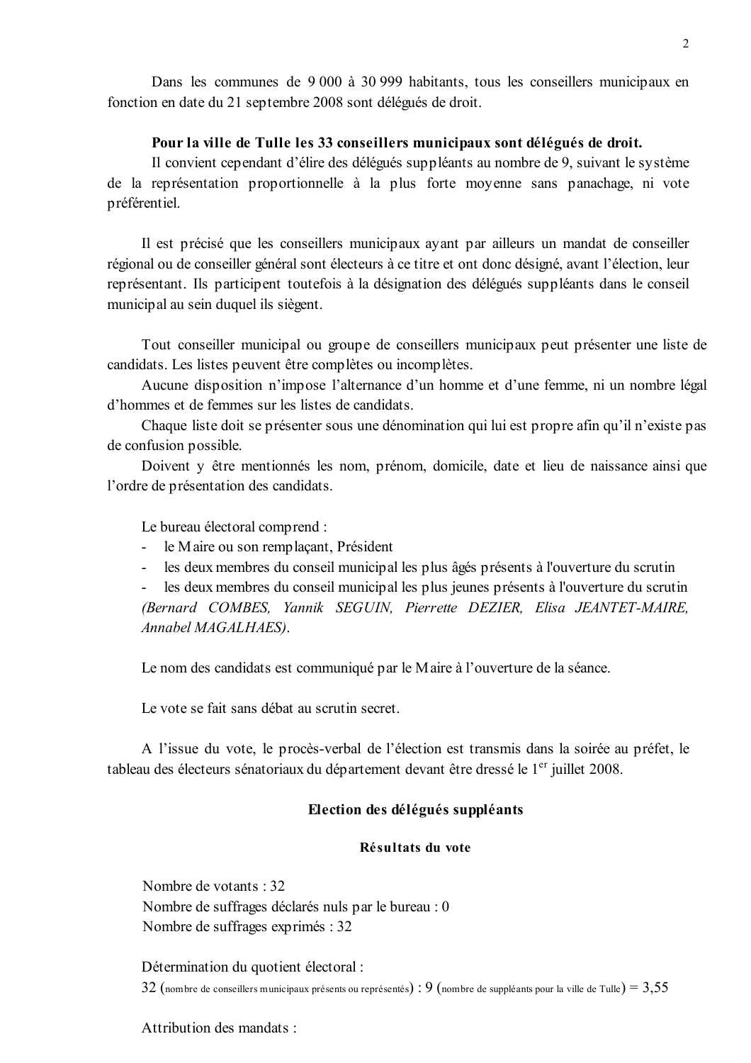Dans les communes de 9 000 à 30 999 habitants, tous les conseillers municipaux en fonction en date du 21 septembre 2008 sont délégués de droit.

**Pour la ville de Tulle les 33 conseillers municipaux sont délégués de droit.**

Il convient cependant d'élire des délégués suppléants au nombre de 9, suivant le système de la représentation proportionnelle à la plus forte moyenne sans panachage, ni vote préférentiel.

Il est précisé que les conseillers municipaux ayant par ailleurs un mandat de conseiller régional ou de conseiller général sont électeurs à ce titre et ont donc désigné, avant l'élection, leur représentant. Ils participent toutefois à la désignation des délégués suppléants dans le conseil municipal au sein duquel ils siègent.

Tout conseiller municipal ou groupe de conseillers municipaux peut présenter une liste de candidats. Les listes peuvent être complètes ou incomplètes.

Aucune disposition n'impose l'alternance d'un homme et d'une femme, ni un nombre légal d'hommes et de femmes sur les listes de candidats.

Chaque liste doit se présenter sous une dénomination qui lui est propre afin qu'il n'existe pas de confusion possible.

Doivent y être mentionnés les nom, prénom, domicile, date et lieu de naissance ainsi que l'ordre de présentation des candidats.

Le bureau électoral comprend :

- le Maire ou son remplaçant, Président
- les deux membres du conseil municipal les plus âgés présents à l'ouverture du scrutin
- les deux membres du conseil municipal les plus jeunes présents à l'ouverture du scrutin

*(Bernard COMBES, Yannik SEGUIN, Pierrette DEZIER, Elisa JEANTET-MAIRE, Annabel MAGALHAES).*

Le nom des candidats est communiqué par le Maire à l'ouverture de la séance.

Le vote se fait sans débat au scrutin secret.

A l'issue du vote, le procès-verbal de l'élection est transmis dans la soirée au préfet, le tableau des électeurs sénatoriaux du département devant être dressé le 1er juillet 2008.

### Election des délégués suppléants

#### Résultats du vote

Nombre de votants : 32
Nombre de suffrages déclarés nuls par le bureau : 0
Nombre de suffrages exprimés : 32

Détermination du quotient électoral :
32 (nombre de conseillers municipaux présents ou représentés) : 9 (nombre de suppléants pour la ville de Tulle) = 3,55

Attribution des mandats :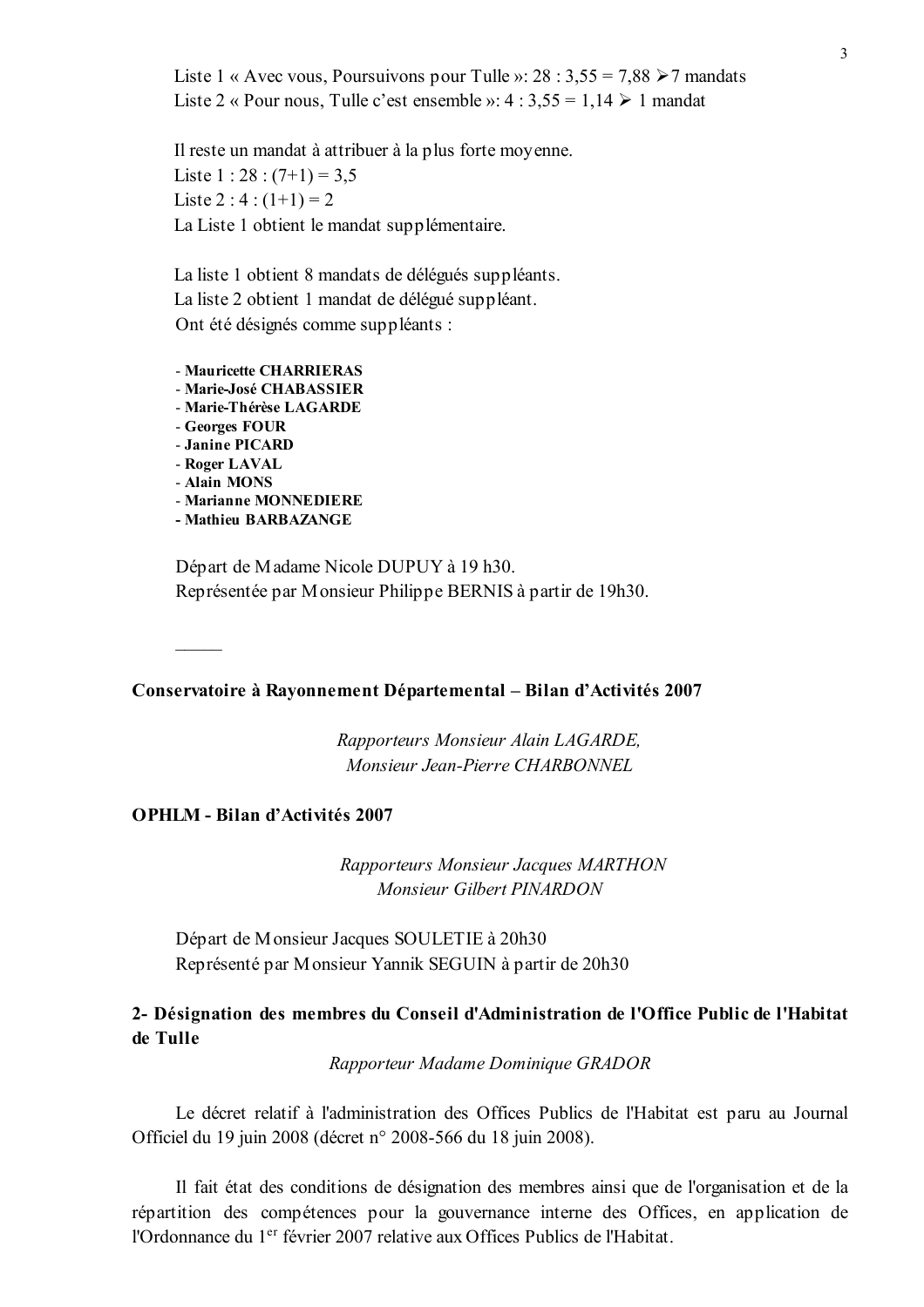Liste 1 « Avec vous, Poursuivons pour Tulle »: 28 : 3,55 = 7,88 ➢7 mandats
Liste 2 « Pour nous, Tulle c'est ensemble »: 4 : 3,55 = 1,14 ➢ 1 mandat

Il reste un mandat à attribuer à la plus forte moyenne.
Liste 1 : 28 : (7+1) = 3,5
Liste 2 : 4 : (1+1) = 2
La Liste 1 obtient le mandat supplémentaire.

La liste 1 obtient 8 mandats de délégués suppléants.
La liste 2 obtient 1 mandat de délégué suppléant.
Ont été désignés comme suppléants :

- **Mauricette CHARRIERAS**
- **Marie-José CHABASSIER**
- **Marie-Thérèse LAGARDE**
- **Georges FOUR**
- **Janine PICARD**
- **Roger LAVAL**
- **Alain MONS**
- **Marianne MONNEDIERE**
- **Mathieu BARBAZANGE**

Départ de Madame Nicole DUPUY à 19 h30.
Représentée par Monsieur Philippe BERNIS à partir de 19h30.

\_\_\_\_\_

**Conservatoire à Rayonnement Départemental – Bilan d'Activités 2007**

*Rapporteurs Monsieur Alain LAGARDE,*
*Monsieur Jean-Pierre CHARBONNEL*

**OPHLM - Bilan d'Activités 2007**

*Rapporteurs Monsieur Jacques MARTHON*
*Monsieur Gilbert PINARDON*

Départ de Monsieur Jacques SOULETIE à 20h30
Représenté par Monsieur Yannik SEGUIN à partir de 20h30

## 2- Désignation des membres du Conseil d'Administration de l'Office Public de l'Habitat de Tulle

*Rapporteur Madame Dominique GRADOR*

Le décret relatif à l'administration des Offices Publics de l'Habitat est paru au Journal Officiel du 19 juin 2008 (décret n° 2008-566 du 18 juin 2008).

Il fait état des conditions de désignation des membres ainsi que de l'organisation et de la répartition des compétences pour la gouvernance interne des Offices, en application de l'Ordonnance du 1er février 2007 relative aux Offices Publics de l'Habitat.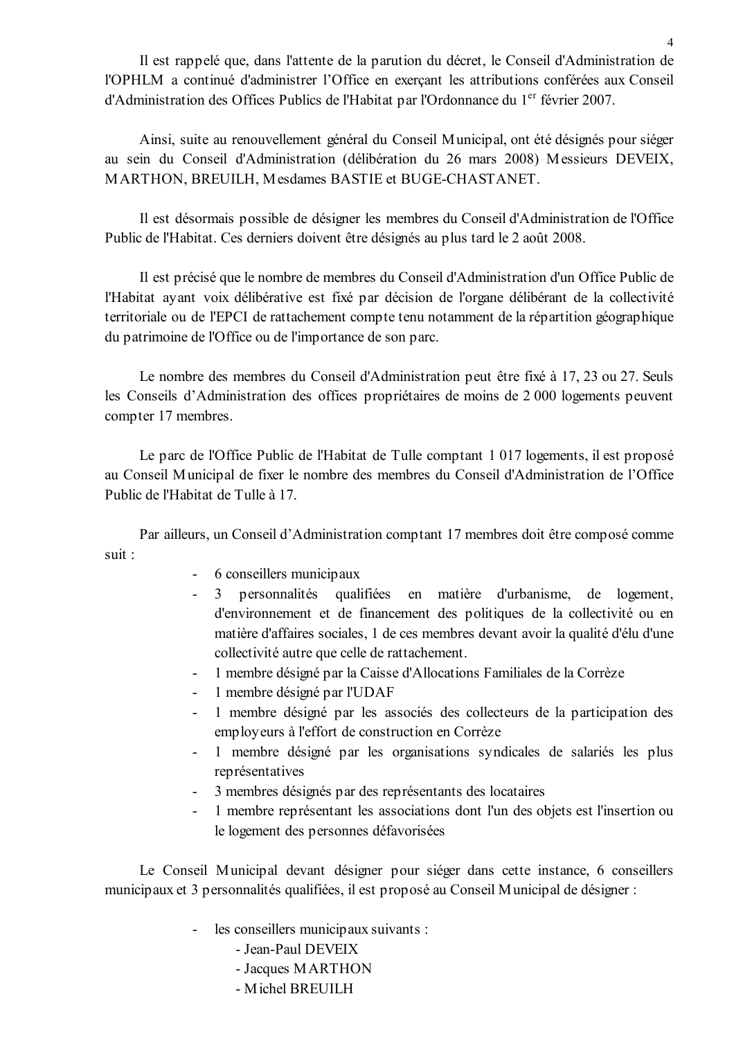Il est rappelé que, dans l'attente de la parution du décret, le Conseil d'Administration de l'OPHLM a continué d'administrer l'Office en exerçant les attributions conférées aux Conseil d'Administration des Offices Publics de l'Habitat par l'Ordonnance du 1er février 2007.

Ainsi, suite au renouvellement général du Conseil Municipal, ont été désignés pour siéger au sein du Conseil d'Administration (délibération du 26 mars 2008) Messieurs DEVEIX, MARTHON, BREUILH, Mesdames BASTIE et BUGE-CHASTANET.

Il est désormais possible de désigner les membres du Conseil d'Administration de l'Office Public de l'Habitat. Ces derniers doivent être désignés au plus tard le 2 août 2008.

Il est précisé que le nombre de membres du Conseil d'Administration d'un Office Public de l'Habitat ayant voix délibérative est fixé par décision de l'organe délibérant de la collectivité territoriale ou de l'EPCI de rattachement compte tenu notamment de la répartition géographique du patrimoine de l'Office ou de l'importance de son parc.

Le nombre des membres du Conseil d'Administration peut être fixé à 17, 23 ou 27. Seuls les Conseils d'Administration des offices propriétaires de moins de 2 000 logements peuvent compter 17 membres.

Le parc de l'Office Public de l'Habitat de Tulle comptant 1 017 logements, il est proposé au Conseil Municipal de fixer le nombre des membres du Conseil d'Administration de l'Office Public de l'Habitat de Tulle à 17.

Par ailleurs, un Conseil d'Administration comptant 17 membres doit être composé comme suit :

- 6 conseillers municipaux
- 3 personnalités qualifiées en matière d'urbanisme, de logement, d'environnement et de financement des politiques de la collectivité ou en matière d'affaires sociales, 1 de ces membres devant avoir la qualité d'élu d'une collectivité autre que celle de rattachement.
- 1 membre désigné par la Caisse d'Allocations Familiales de la Corrèze
- 1 membre désigné par l'UDAF
- 1 membre désigné par les associés des collecteurs de la participation des employeurs à l'effort de construction en Corrèze
- 1 membre désigné par les organisations syndicales de salariés les plus représentatives
- 3 membres désignés par des représentants des locataires
- 1 membre représentant les associations dont l'un des objets est l'insertion ou le logement des personnes défavorisées

Le Conseil Municipal devant désigner pour siéger dans cette instance, 6 conseillers municipaux et 3 personnalités qualifiées, il est proposé au Conseil Municipal de désigner :

- les conseillers municipaux suivants :
  - Jean-Paul DEVEIX
  - Jacques MARTHON
  - Michel BREUILH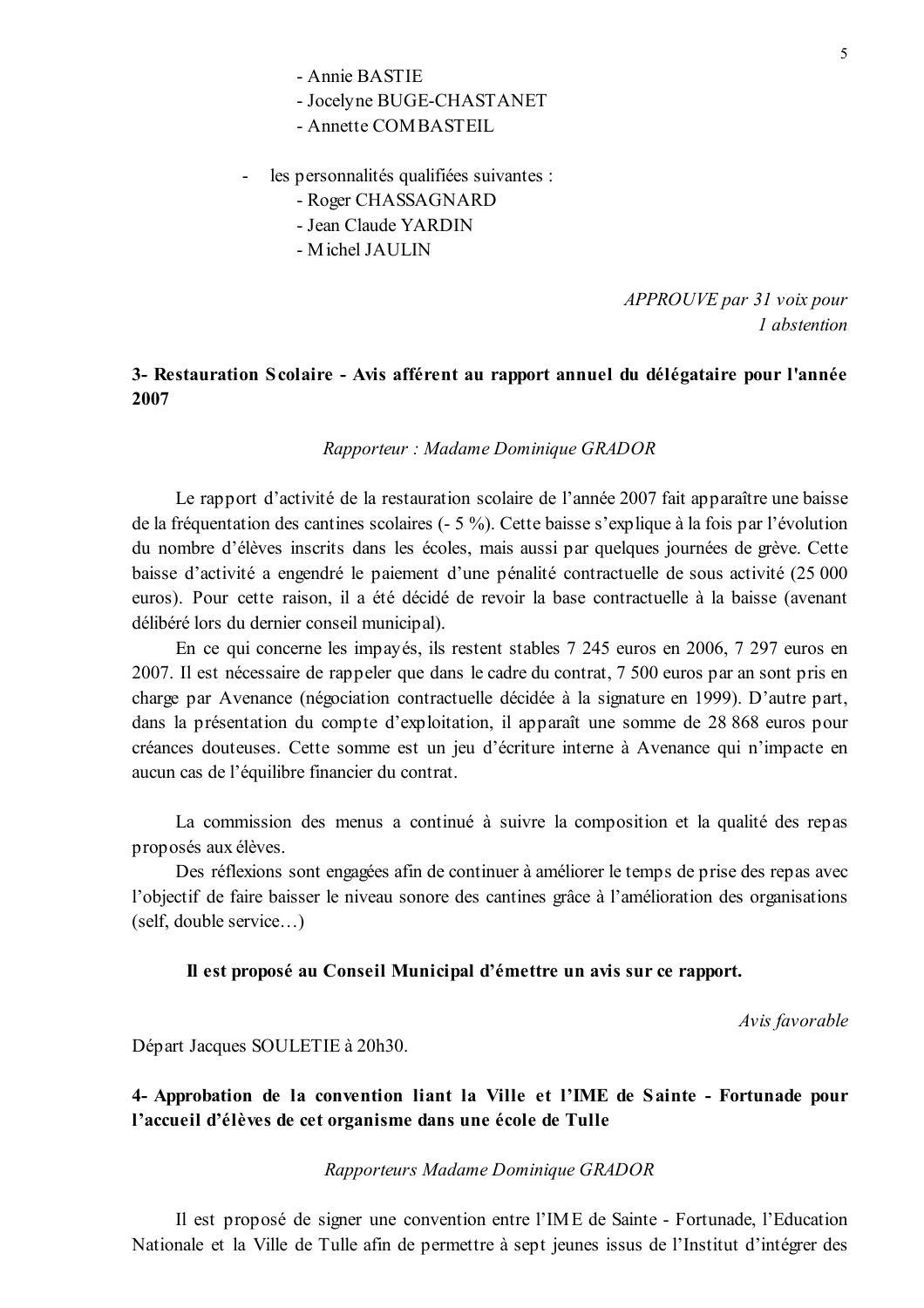- Annie BASTIE
- Jocelyne BUGE-CHASTANET
- Annette COMBASTEIL

- les personnalités qualifiées suivantes :
  - Roger CHASSAGNARD
  - Jean Claude YARDIN
  - Michel JAULIN

*APPROUVE par 31 voix pour*
*1 abstention*

**3- Restauration Scolaire - Avis afférent au rapport annuel du délégataire pour l'année 2007**

*Rapporteur : Madame Dominique GRADOR*

Le rapport d'activité de la restauration scolaire de l'année 2007 fait apparaître une baisse de la fréquentation des cantines scolaires (- 5 %). Cette baisse s'explique à la fois par l'évolution du nombre d'élèves inscrits dans les écoles, mais aussi par quelques journées de grève. Cette baisse d'activité a engendré le paiement d'une pénalité contractuelle de sous activité (25 000 euros). Pour cette raison, il a été décidé de revoir la base contractuelle à la baisse (avenant délibéré lors du dernier conseil municipal).

En ce qui concerne les impayés, ils restent stables 7 245 euros en 2006, 7 297 euros en 2007. Il est nécessaire de rappeler que dans le cadre du contrat, 7 500 euros par an sont pris en charge par Avenance (négociation contractuelle décidée à la signature en 1999). D'autre part, dans la présentation du compte d'exploitation, il apparaît une somme de 28 868 euros pour créances douteuses. Cette somme est un jeu d'écriture interne à Avenance qui n'impacte en aucun cas de l'équilibre financier du contrat.

La commission des menus a continué à suivre la composition et la qualité des repas proposés aux élèves.

Des réflexions sont engagées afin de continuer à améliorer le temps de prise des repas avec l'objectif de faire baisser le niveau sonore des cantines grâce à l'amélioration des organisations (self, double service…)

**Il est proposé au Conseil Municipal d'émettre un avis sur ce rapport.**

*Avis favorable*

Départ Jacques SOULETIE à 20h30.

**4- Approbation de la convention liant la Ville et l'IME de Sainte - Fortunade pour l'accueil d'élèves de cet organisme dans une école de Tulle**

*Rapporteurs Madame Dominique GRADOR*

Il est proposé de signer une convention entre l'IME de Sainte - Fortunade, l'Education Nationale et la Ville de Tulle afin de permettre à sept jeunes issus de l'Institut d'intégrer des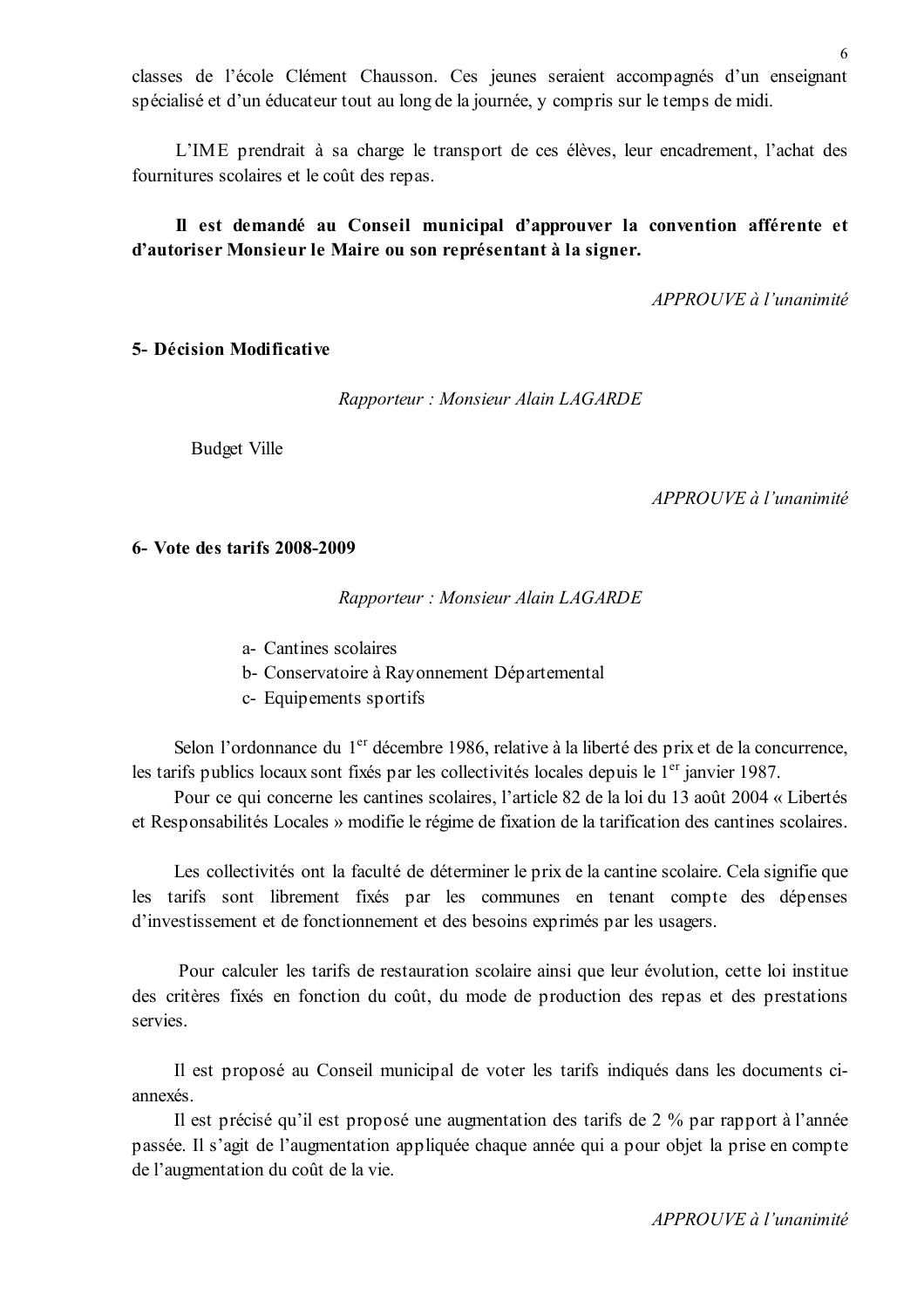classes de l'école Clément Chausson. Ces jeunes seraient accompagnés d'un enseignant spécialisé et d'un éducateur tout au long de la journée, y compris sur le temps de midi.

L'IME prendrait à sa charge le transport de ces élèves, leur encadrement, l'achat des fournitures scolaires et le coût des repas.

**Il est demandé au Conseil municipal d'approuver la convention afférente et d'autoriser Monsieur le Maire ou son représentant à la signer.**

*APPROUVE à l'unanimité*

**5- Décision Modificative**

*Rapporteur : Monsieur Alain LAGARDE*

Budget Ville

*APPROUVE à l'unanimité*

**6- Vote des tarifs 2008-2009**

*Rapporteur : Monsieur Alain LAGARDE*

a- Cantines scolaires
b- Conservatoire à Rayonnement Départemental
c- Equipements sportifs

Selon l'ordonnance du 1er décembre 1986, relative à la liberté des prix et de la concurrence, les tarifs publics locaux sont fixés par les collectivités locales depuis le 1er janvier 1987.

Pour ce qui concerne les cantines scolaires, l'article 82 de la loi du 13 août 2004 « Libertés et Responsabilités Locales » modifie le régime de fixation de la tarification des cantines scolaires.

Les collectivités ont la faculté de déterminer le prix de la cantine scolaire. Cela signifie que les tarifs sont librement fixés par les communes en tenant compte des dépenses d'investissement et de fonctionnement et des besoins exprimés par les usagers.

Pour calculer les tarifs de restauration scolaire ainsi que leur évolution, cette loi institue des critères fixés en fonction du coût, du mode de production des repas et des prestations servies.

Il est proposé au Conseil municipal de voter les tarifs indiqués dans les documents ci-annexés.

Il est précisé qu'il est proposé une augmentation des tarifs de 2 % par rapport à l'année passée. Il s'agit de l'augmentation appliquée chaque année qui a pour objet la prise en compte de l'augmentation du coût de la vie.

*APPROUVE à l'unanimité*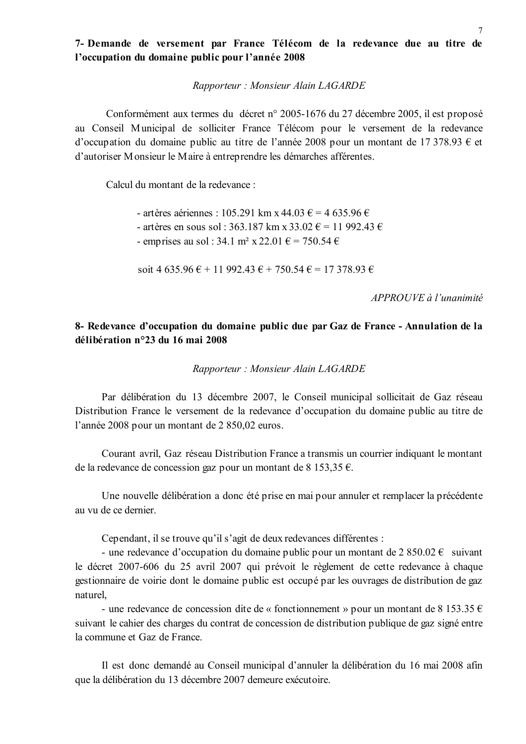**7- Demande de versement par France Télécom de la redevance due au titre de l'occupation du domaine public pour l'année 2008**

*Rapporteur : Monsieur Alain LAGARDE*

Conformément aux termes du décret n° 2005-1676 du 27 décembre 2005, il est proposé au Conseil Municipal de solliciter France Télécom pour le versement de la redevance d'occupation du domaine public au titre de l'année 2008 pour un montant de 17 378.93 € et d'autoriser Monsieur le Maire à entreprendre les démarches afférentes.

Calcul du montant de la redevance :

- artères aériennes : 105.291 km x 44.03 € = 4 635.96 €
- artères en sous sol : 363.187 km x 33.02 € = 11 992.43 €
- emprises au sol : 34.1 m² x 22.01 € = 750.54 €

soit 4 635.96 € + 11 992.43 € + 750.54 € = 17 378.93 €

*APPROUVE à l'unanimité*

**8- Redevance d'occupation du domaine public due par Gaz de France - Annulation de la délibération n°23 du 16 mai 2008**

*Rapporteur : Monsieur Alain LAGARDE*

Par délibération du 13 décembre 2007, le Conseil municipal sollicitait de Gaz réseau Distribution France le versement de la redevance d'occupation du domaine public au titre de l'année 2008 pour un montant de 2 850,02 euros.

Courant avril, Gaz réseau Distribution France a transmis un courrier indiquant le montant de la redevance de concession gaz pour un montant de 8 153,35 €.

Une nouvelle délibération a donc été prise en mai pour annuler et remplacer la précédente au vu de ce dernier.

Cependant, il se trouve qu'il s'agit de deux redevances différentes :

- une redevance d'occupation du domaine public pour un montant de 2 850.02 € suivant le décret 2007-606 du 25 avril 2007 qui prévoit le règlement de cette redevance à chaque gestionnaire de voirie dont le domaine public est occupé par les ouvrages de distribution de gaz naturel,
- une redevance de concession dite de « fonctionnement » pour un montant de 8 153.35 € suivant le cahier des charges du contrat de concession de distribution publique de gaz signé entre la commune et Gaz de France.

Il est donc demandé au Conseil municipal d'annuler la délibération du 16 mai 2008 afin que la délibération du 13 décembre 2007 demeure exécutoire.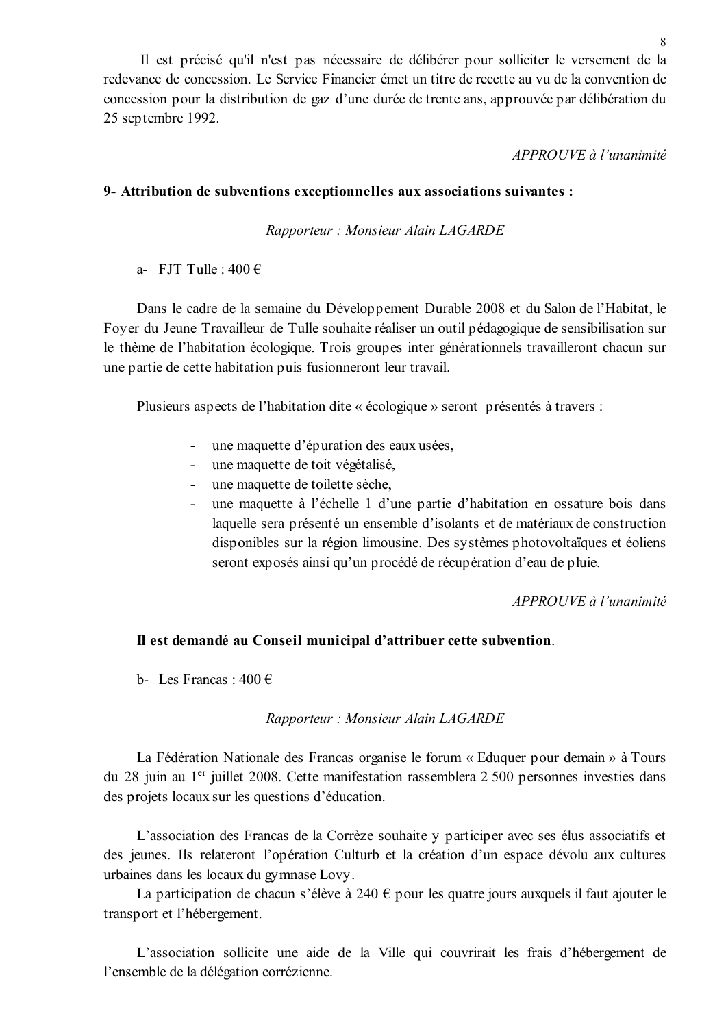Il est précisé qu'il n'est pas nécessaire de délibérer pour solliciter le versement de la redevance de concession. Le Service Financier émet un titre de recette au vu de la convention de concession pour la distribution de gaz d'une durée de trente ans, approuvée par délibération du 25 septembre 1992.

*APPROUVE à l'unanimité*

**9- Attribution de subventions exceptionnelles aux associations suivantes :**

*Rapporteur : Monsieur Alain LAGARDE*

a- FJT Tulle : 400 €

Dans le cadre de la semaine du Développement Durable 2008 et du Salon de l'Habitat, le Foyer du Jeune Travailleur de Tulle souhaite réaliser un outil pédagogique de sensibilisation sur le thème de l'habitation écologique. Trois groupes inter générationnels travailleront chacun sur une partie de cette habitation puis fusionneront leur travail.

Plusieurs aspects de l'habitation dite « écologique » seront présentés à travers :

- une maquette d'épuration des eaux usées,
- une maquette de toit végétalisé,
- une maquette de toilette sèche,
- une maquette à l'échelle 1 d'une partie d'habitation en ossature bois dans laquelle sera présenté un ensemble d'isolants et de matériaux de construction disponibles sur la région limousine. Des systèmes photovoltaïques et éoliens seront exposés ainsi qu'un procédé de récupération d'eau de pluie.

*APPROUVE à l'unanimité*

**Il est demandé au Conseil municipal d'attribuer cette subvention**.

b- Les Francas : 400 €

*Rapporteur : Monsieur Alain LAGARDE*

La Fédération Nationale des Francas organise le forum « Eduquer pour demain » à Tours du 28 juin au 1er juillet 2008. Cette manifestation rassemblera 2 500 personnes investies dans des projets locaux sur les questions d'éducation.

L'association des Francas de la Corrèze souhaite y participer avec ses élus associatifs et des jeunes. Ils relateront l'opération Culturb et la création d'un espace dévolu aux cultures urbaines dans les locaux du gymnase Lovy.

La participation de chacun s'élève à 240 € pour les quatre jours auxquels il faut ajouter le transport et l'hébergement.

L'association sollicite une aide de la Ville qui couvrirait les frais d'hébergement de l'ensemble de la délégation corrézienne.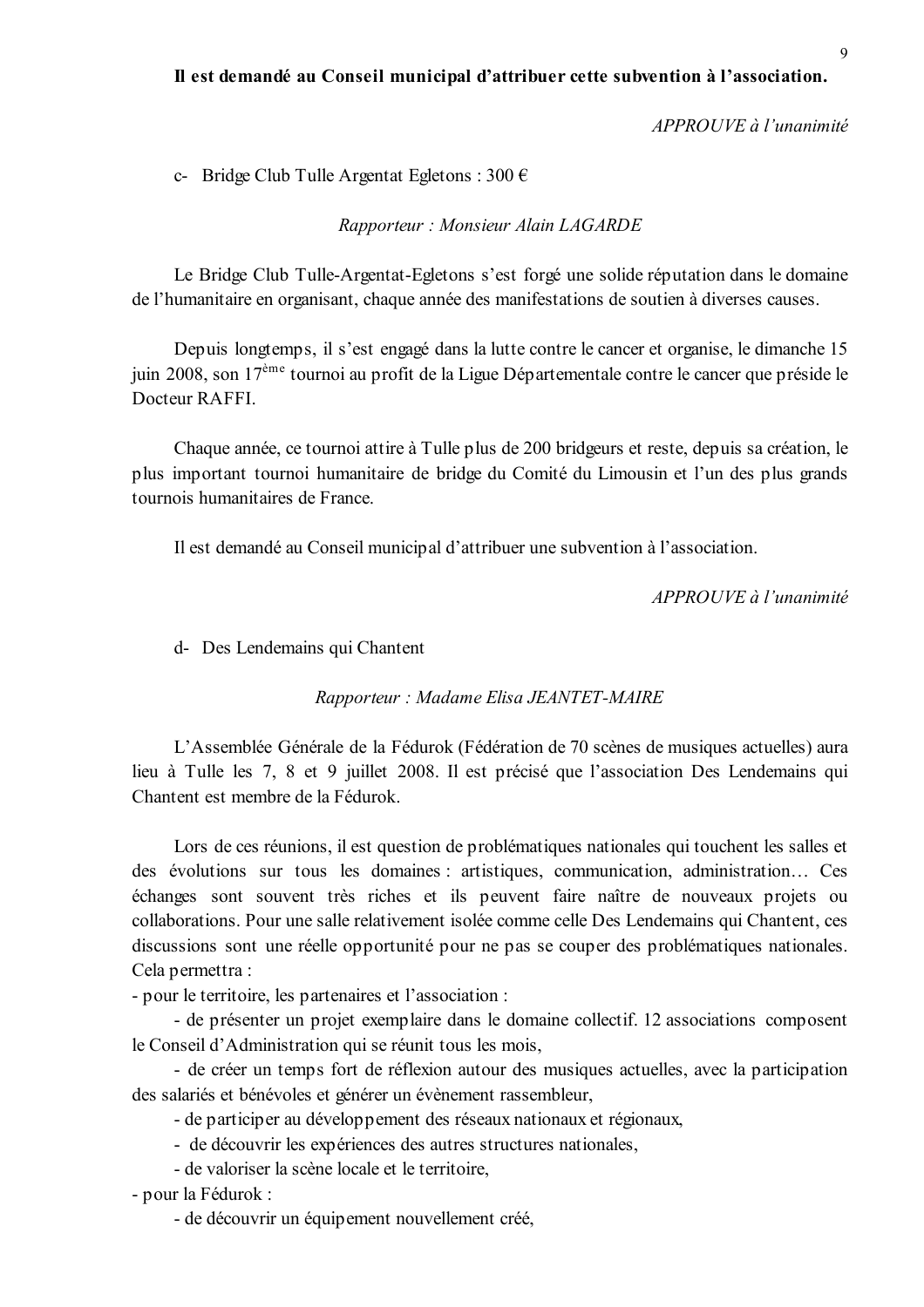**Il est demandé au Conseil municipal d'attribuer cette subvention à l'association.**

*APPROUVE à l'unanimité*

c- Bridge Club Tulle Argentat Egletons : 300 €

*Rapporteur : Monsieur Alain LAGARDE*

Le Bridge Club Tulle-Argentat-Egletons s'est forgé une solide réputation dans le domaine de l'humanitaire en organisant, chaque année des manifestations de soutien à diverses causes.

Depuis longtemps, il s'est engagé dans la lutte contre le cancer et organise, le dimanche 15 juin 2008, son 17ème tournoi au profit de la Ligue Départementale contre le cancer que préside le Docteur RAFFI.

Chaque année, ce tournoi attire à Tulle plus de 200 bridgeurs et reste, depuis sa création, le plus important tournoi humanitaire de bridge du Comité du Limousin et l'un des plus grands tournois humanitaires de France.

Il est demandé au Conseil municipal d'attribuer une subvention à l'association.

*APPROUVE à l'unanimité*

d- Des Lendemains qui Chantent

*Rapporteur : Madame Elisa JEANTET-MAIRE*

L'Assemblée Générale de la Fédurok (Fédération de 70 scènes de musiques actuelles) aura lieu à Tulle les 7, 8 et 9 juillet 2008. Il est précisé que l'association Des Lendemains qui Chantent est membre de la Fédurok.

Lors de ces réunions, il est question de problématiques nationales qui touchent les salles et des évolutions sur tous les domaines : artistiques, communication, administration… Ces échanges sont souvent très riches et ils peuvent faire naître de nouveaux projets ou collaborations. Pour une salle relativement isolée comme celle Des Lendemains qui Chantent, ces discussions sont une réelle opportunité pour ne pas se couper des problématiques nationales. Cela permettra :

- pour le territoire, les partenaires et l'association :
  - de présenter un projet exemplaire dans le domaine collectif. 12 associations composent le Conseil d'Administration qui se réunit tous les mois,
  - de créer un temps fort de réflexion autour des musiques actuelles, avec la participation des salariés et bénévoles et générer un évènement rassembleur,
  - de participer au développement des réseaux nationaux et régionaux,
  - de découvrir les expériences des autres structures nationales,
  - de valoriser la scène locale et le territoire,
- pour la Fédurok :
  - de découvrir un équipement nouvellement créé,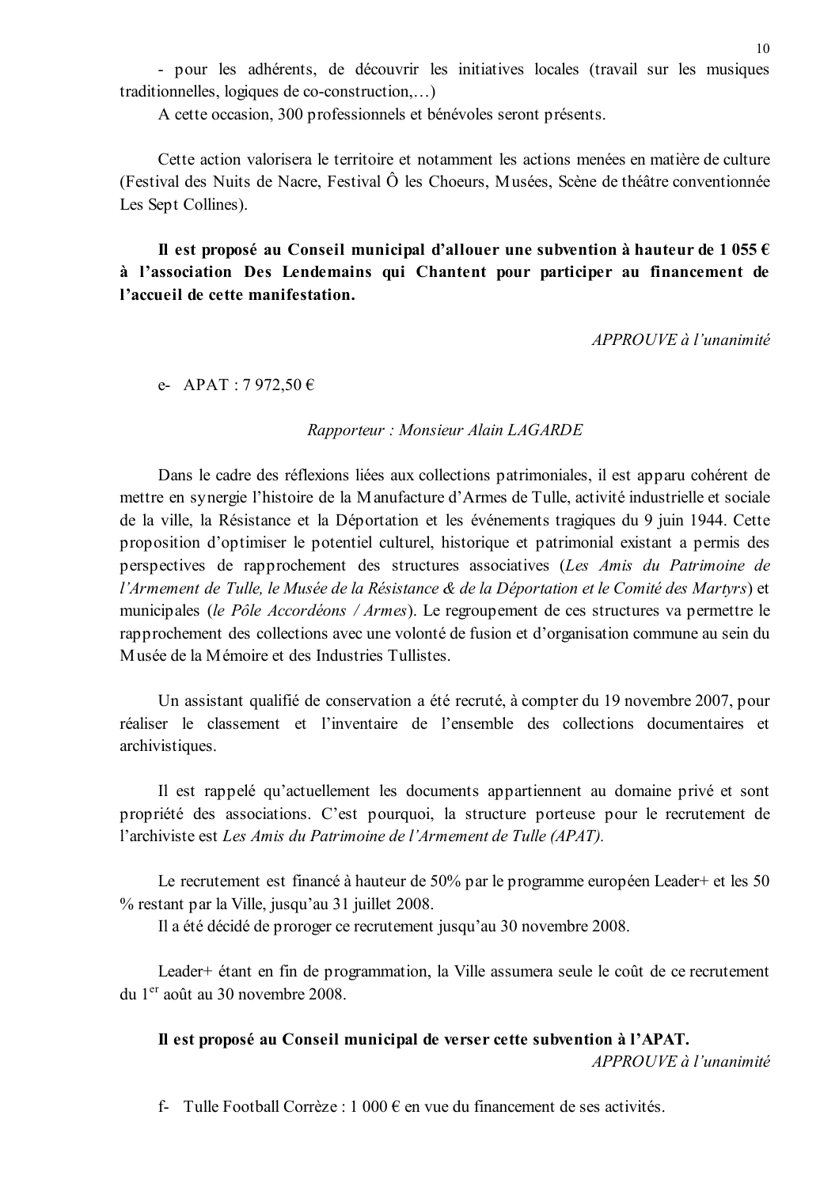- pour les adhérents, de découvrir les initiatives locales (travail sur les musiques traditionnelles, logiques de co-construction,…)

A cette occasion, 300 professionnels et bénévoles seront présents.

Cette action valorisera le territoire et notamment les actions menées en matière de culture (Festival des Nuits de Nacre, Festival Ô les Choeurs, Musées, Scène de théâtre conventionnée Les Sept Collines).

**Il est proposé au Conseil municipal d'allouer une subvention à hauteur de 1 055 € à l'association Des Lendemains qui Chantent pour participer au financement de l'accueil de cette manifestation.**

*APPROUVE à l'unanimité*

e- APAT : 7 972,50 €

*Rapporteur : Monsieur Alain LAGARDE*

Dans le cadre des réflexions liées aux collections patrimoniales, il est apparu cohérent de mettre en synergie l'histoire de la Manufacture d'Armes de Tulle, activité industrielle et sociale de la ville, la Résistance et la Déportation et les événements tragiques du 9 juin 1944. Cette proposition d'optimiser le potentiel culturel, historique et patrimonial existant a permis des perspectives de rapprochement des structures associatives (*Les Amis du Patrimoine de l'Armement de Tulle, le Musée de la Résistance & de la Déportation et le Comité des Martyrs*) et municipales (*le Pôle Accordéons / Armes*). Le regroupement de ces structures va permettre le rapprochement des collections avec une volonté de fusion et d'organisation commune au sein du Musée de la Mémoire et des Industries Tullistes.

Un assistant qualifié de conservation a été recruté, à compter du 19 novembre 2007, pour réaliser le classement et l'inventaire de l'ensemble des collections documentaires et archivistiques.

Il est rappelé qu'actuellement les documents appartiennent au domaine privé et sont propriété des associations. C'est pourquoi, la structure porteuse pour le recrutement de l'archiviste est *Les Amis du Patrimoine de l'Armement de Tulle (APAT).*

Le recrutement est financé à hauteur de 50% par le programme européen Leader+ et les 50 % restant par la Ville, jusqu'au 31 juillet 2008.

Il a été décidé de proroger ce recrutement jusqu'au 30 novembre 2008.

Leader+ étant en fin de programmation, la Ville assumera seule le coût de ce recrutement du 1er août au 30 novembre 2008.

**Il est proposé au Conseil municipal de verser cette subvention à l'APAT.**

*APPROUVE à l'unanimité*

f- Tulle Football Corrèze : 1 000 € en vue du financement de ses activités.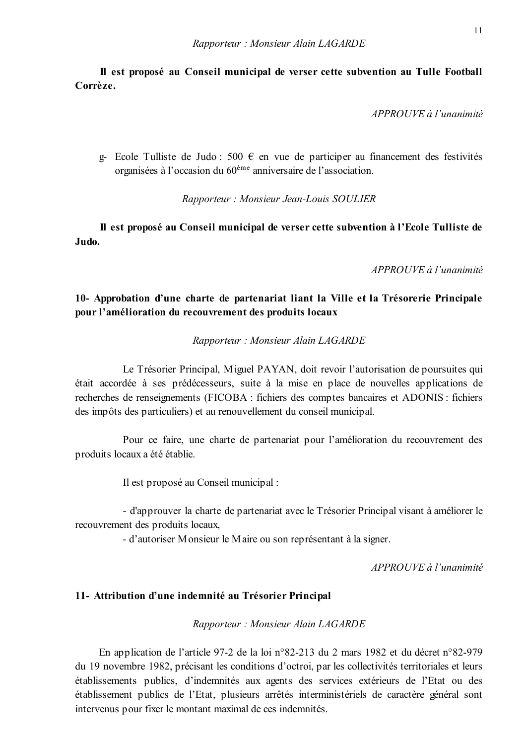*Rapporteur : Monsieur Alain LAGARDE*

**Il est proposé au Conseil municipal de verser cette subvention au Tulle Football Corrèze.**

*APPROUVE à l'unanimité*

g- Ecole Tulliste de Judo : 500 € en vue de participer au financement des festivités organisées à l'occasion du 60ème anniversaire de l'association.

*Rapporteur : Monsieur Jean-Louis SOULIER*

**Il est proposé au Conseil municipal de verser cette subvention à l'Ecole Tulliste de Judo.**

*APPROUVE à l'unanimité*

## 10- Approbation d'une charte de partenariat liant la Ville et la Trésorerie Principale pour l'amélioration du recouvrement des produits locaux

*Rapporteur : Monsieur Alain LAGARDE*

Le Trésorier Principal, Miguel PAYAN, doit revoir l'autorisation de poursuites qui était accordée à ses prédécesseurs, suite à la mise en place de nouvelles applications de recherches de renseignements (FICOBA : fichiers des comptes bancaires et ADONIS : fichiers des impôts des particuliers) et au renouvellement du conseil municipal.

Pour ce faire, une charte de partenariat pour l'amélioration du recouvrement des produits locaux a été établie.

Il est proposé au Conseil municipal :

- d'approuver la charte de partenariat avec le Trésorier Principal visant à améliorer le recouvrement des produits locaux,
- d'autoriser Monsieur le Maire ou son représentant à la signer.

*APPROUVE à l'unanimité*

## 11- Attribution d'une indemnité au Trésorier Principal

*Rapporteur : Monsieur Alain LAGARDE*

En application de l'article 97-2 de la loi n°82-213 du 2 mars 1982 et du décret n°82-979 du 19 novembre 1982, précisant les conditions d'octroi, par les collectivités territoriales et leurs établissements publics, d'indemnités aux agents des services extérieurs de l'Etat ou des établissement publics de l'Etat, plusieurs arrêtés interministériels de caractère général sont intervenus pour fixer le montant maximal de ces indemnités.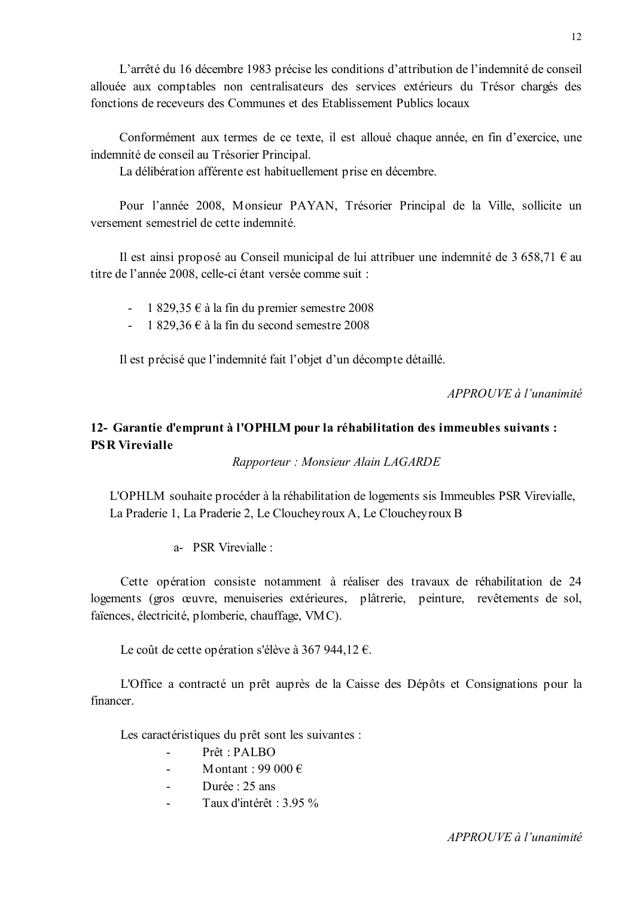L'arrêté du 16 décembre 1983 précise les conditions d'attribution de l'indemnité de conseil allouée aux comptables non centralisateurs des services extérieurs du Trésor chargés des fonctions de receveurs des Communes et des Etablissement Publics locaux

Conformément aux termes de ce texte, il est alloué chaque année, en fin d'exercice, une indemnité de conseil au Trésorier Principal.

La délibération afférente est habituellement prise en décembre.

Pour l'année 2008, Monsieur PAYAN, Trésorier Principal de la Ville, sollicite un versement semestriel de cette indemnité.

Il est ainsi proposé au Conseil municipal de lui attribuer une indemnité de 3 658,71 € au titre de l'année 2008, celle-ci étant versée comme suit :

- 1 829,35 € à la fin du premier semestre 2008
- 1 829,36 € à la fin du second semestre 2008

Il est précisé que l'indemnité fait l'objet d'un décompte détaillé.

*APPROUVE à l'unanimité*

## 12- Garantie d'emprunt à l'OPHLM pour la réhabilitation des immeubles suivants : PSR Virevialle

*Rapporteur : Monsieur Alain LAGARDE*

L'OPHLM souhaite procéder à la réhabilitation de logements sis Immeubles PSR Virevialle, La Praderie 1, La Praderie 2, Le Cloucheyroux A, Le Cloucheyroux B

a- PSR Virevialle :

Cette opération consiste notamment à réaliser des travaux de réhabilitation de 24 logements (gros œuvre, menuiseries extérieures, plâtrerie, peinture, revêtements de sol, faïences, électricité, plomberie, chauffage, VMC).

Le coût de cette opération s'élève à 367 944,12 €.

L'Office a contracté un prêt auprès de la Caisse des Dépôts et Consignations pour la financer.

Les caractéristiques du prêt sont les suivantes :

- Prêt : PALBO
- Montant : 99 000 €
- Durée : 25 ans
- Taux d'intérêt : 3.95 %

*APPROUVE à l'unanimité*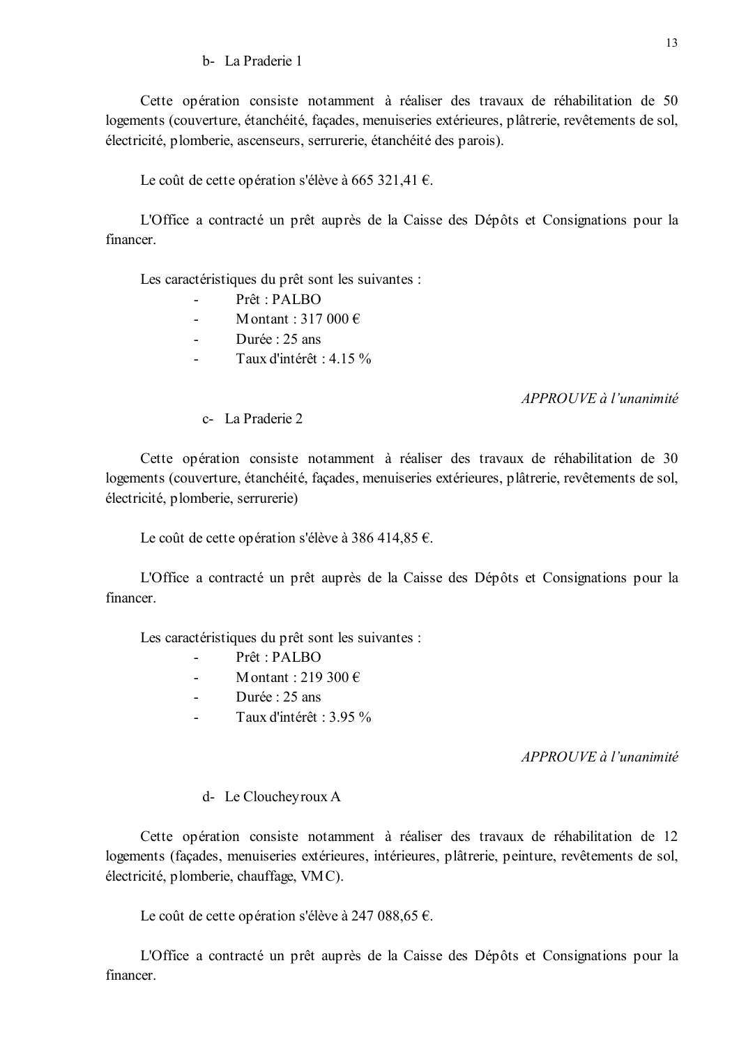b- La Praderie 1

Cette opération consiste notamment à réaliser des travaux de réhabilitation de 50 logements (couverture, étanchéité, façades, menuiseries extérieures, plâtrerie, revêtements de sol, électricité, plomberie, ascenseurs, serrurerie, étanchéité des parois).

Le coût de cette opération s'élève à 665 321,41 €.

L'Office a contracté un prêt auprès de la Caisse des Dépôts et Consignations pour la financer.

Les caractéristiques du prêt sont les suivantes :

- Prêt : PALBO
- Montant : 317 000 €
- Durée : 25 ans
- Taux d'intérêt : 4.15 %

*APPROUVE à l'unanimité*

c- La Praderie 2

Cette opération consiste notamment à réaliser des travaux de réhabilitation de 30 logements (couverture, étanchéité, façades, menuiseries extérieures, plâtrerie, revêtements de sol, électricité, plomberie, serrurerie)

Le coût de cette opération s'élève à 386 414,85 €.

L'Office a contracté un prêt auprès de la Caisse des Dépôts et Consignations pour la financer.

Les caractéristiques du prêt sont les suivantes :

- Prêt : PALBO
- Montant : 219 300 €
- Durée : 25 ans
- Taux d'intérêt : 3.95 %

*APPROUVE à l'unanimité*

d- Le Cloucheyroux A

Cette opération consiste notamment à réaliser des travaux de réhabilitation de 12 logements (façades, menuiseries extérieures, intérieures, plâtrerie, peinture, revêtements de sol, électricité, plomberie, chauffage, VMC).

Le coût de cette opération s'élève à 247 088,65 €.

L'Office a contracté un prêt auprès de la Caisse des Dépôts et Consignations pour la financer.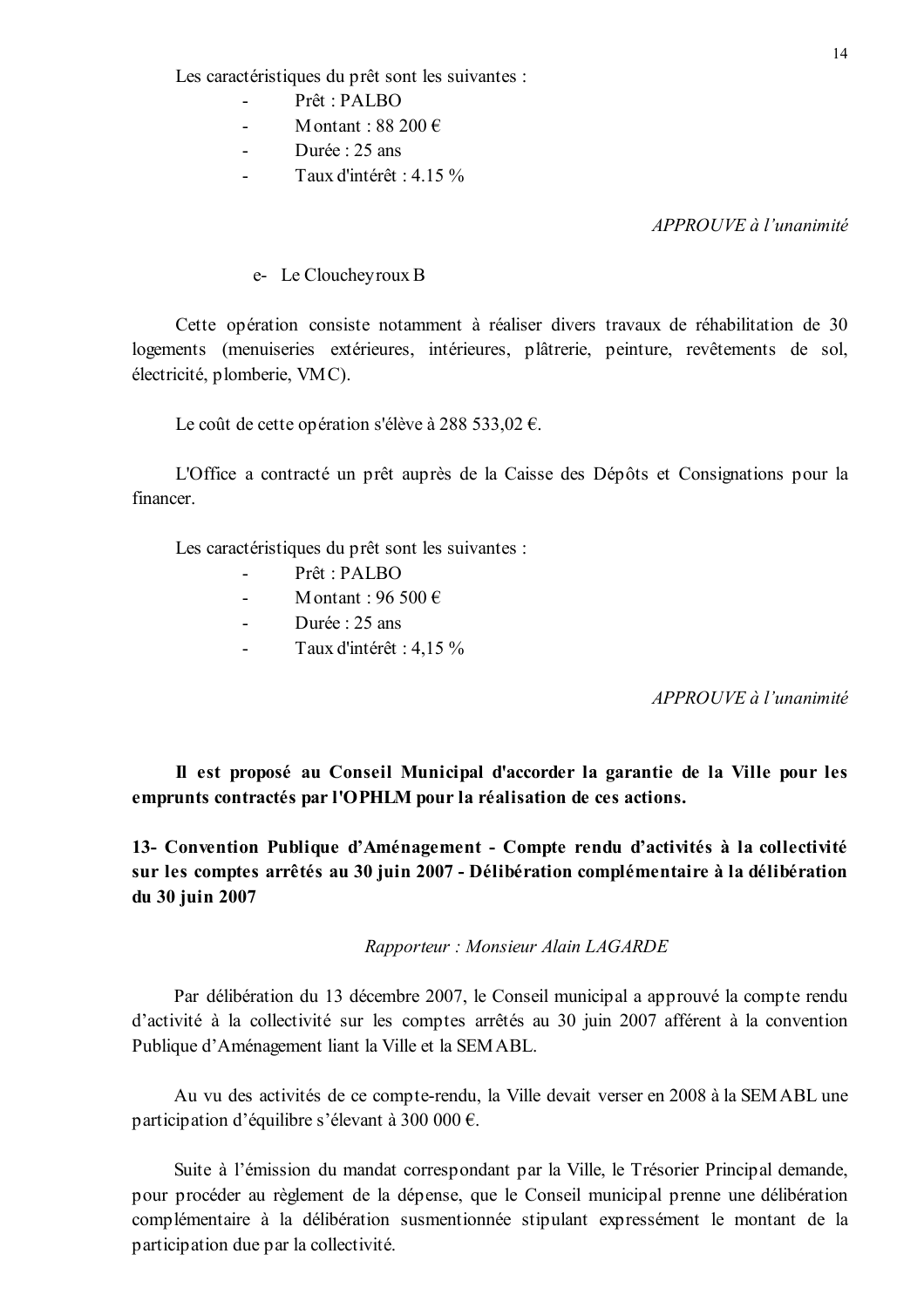Les caractéristiques du prêt sont les suivantes :

- Prêt : PALBO
- Montant : 88 200 €
- Durée : 25 ans
- Taux d'intérêt : 4.15 %

*APPROUVE à l'unanimité*

e- Le Cloucheyroux B

Cette opération consiste notamment à réaliser divers travaux de réhabilitation de 30 logements (menuiseries extérieures, intérieures, plâtrerie, peinture, revêtements de sol, électricité, plomberie, VMC).

Le coût de cette opération s'élève à 288 533,02 €.

L'Office a contracté un prêt auprès de la Caisse des Dépôts et Consignations pour la financer.

Les caractéristiques du prêt sont les suivantes :

- Prêt : PALBO
- Montant : 96 500 €
- Durée : 25 ans
- Taux d'intérêt : 4,15 %

*APPROUVE à l'unanimité*

**Il est proposé au Conseil Municipal d'accorder la garantie de la Ville pour les emprunts contractés par l'OPHLM pour la réalisation de ces actions.**

**13- Convention Publique d'Aménagement - Compte rendu d'activités à la collectivité sur les comptes arrêtés au 30 juin 2007 - Délibération complémentaire à la délibération du 30 juin 2007**

*Rapporteur : Monsieur Alain LAGARDE*

Par délibération du 13 décembre 2007, le Conseil municipal a approuvé la compte rendu d'activité à la collectivité sur les comptes arrêtés au 30 juin 2007 afférent à la convention Publique d'Aménagement liant la Ville et la SEMABL.

Au vu des activités de ce compte-rendu, la Ville devait verser en 2008 à la SEMABL une participation d'équilibre s'élevant à 300 000 €.

Suite à l'émission du mandat correspondant par la Ville, le Trésorier Principal demande, pour procéder au règlement de la dépense, que le Conseil municipal prenne une délibération complémentaire à la délibération susmentionnée stipulant expressément le montant de la participation due par la collectivité.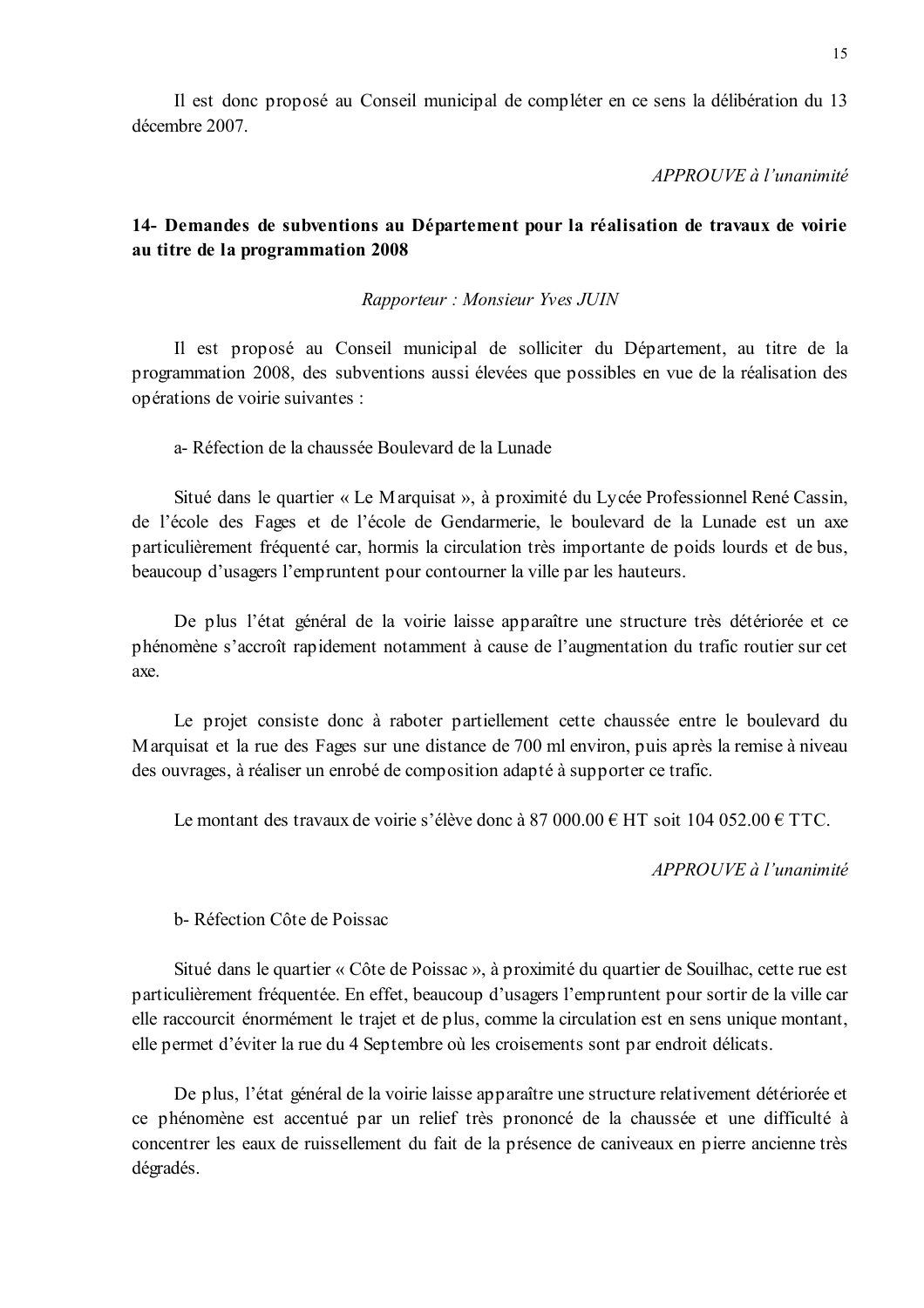Il est donc proposé au Conseil municipal de compléter en ce sens la délibération du 13 décembre 2007.

*APPROUVE à l'unanimité*

**14- Demandes de subventions au Département pour la réalisation de travaux de voirie au titre de la programmation 2008**

*Rapporteur : Monsieur Yves JUIN*

Il est proposé au Conseil municipal de solliciter du Département, au titre de la programmation 2008, des subventions aussi élevées que possibles en vue de la réalisation des opérations de voirie suivantes :

a- Réfection de la chaussée Boulevard de la Lunade

Situé dans le quartier « Le Marquisat », à proximité du Lycée Professionnel René Cassin, de l'école des Fages et de l'école de Gendarmerie, le boulevard de la Lunade est un axe particulièrement fréquenté car, hormis la circulation très importante de poids lourds et de bus, beaucoup d'usagers l'empruntent pour contourner la ville par les hauteurs.

De plus l'état général de la voirie laisse apparaître une structure très détériorée et ce phénomène s'accroît rapidement notamment à cause de l'augmentation du trafic routier sur cet axe.

Le projet consiste donc à raboter partiellement cette chaussée entre le boulevard du Marquisat et la rue des Fages sur une distance de 700 ml environ, puis après la remise à niveau des ouvrages, à réaliser un enrobé de composition adapté à supporter ce trafic.

Le montant des travaux de voirie s'élève donc à 87 000.00 € HT soit 104 052.00 € TTC.

*APPROUVE à l'unanimité*

b- Réfection Côte de Poissac

Situé dans le quartier « Côte de Poissac », à proximité du quartier de Souilhac, cette rue est particulièrement fréquentée. En effet, beaucoup d'usagers l'empruntent pour sortir de la ville car elle raccourcit énormément le trajet et de plus, comme la circulation est en sens unique montant, elle permet d'éviter la rue du 4 Septembre où les croisements sont par endroit délicats.

De plus, l'état général de la voirie laisse apparaître une structure relativement détériorée et ce phénomène est accentué par un relief très prononcé de la chaussée et une difficulté à concentrer les eaux de ruissellement du fait de la présence de caniveaux en pierre ancienne très dégradés.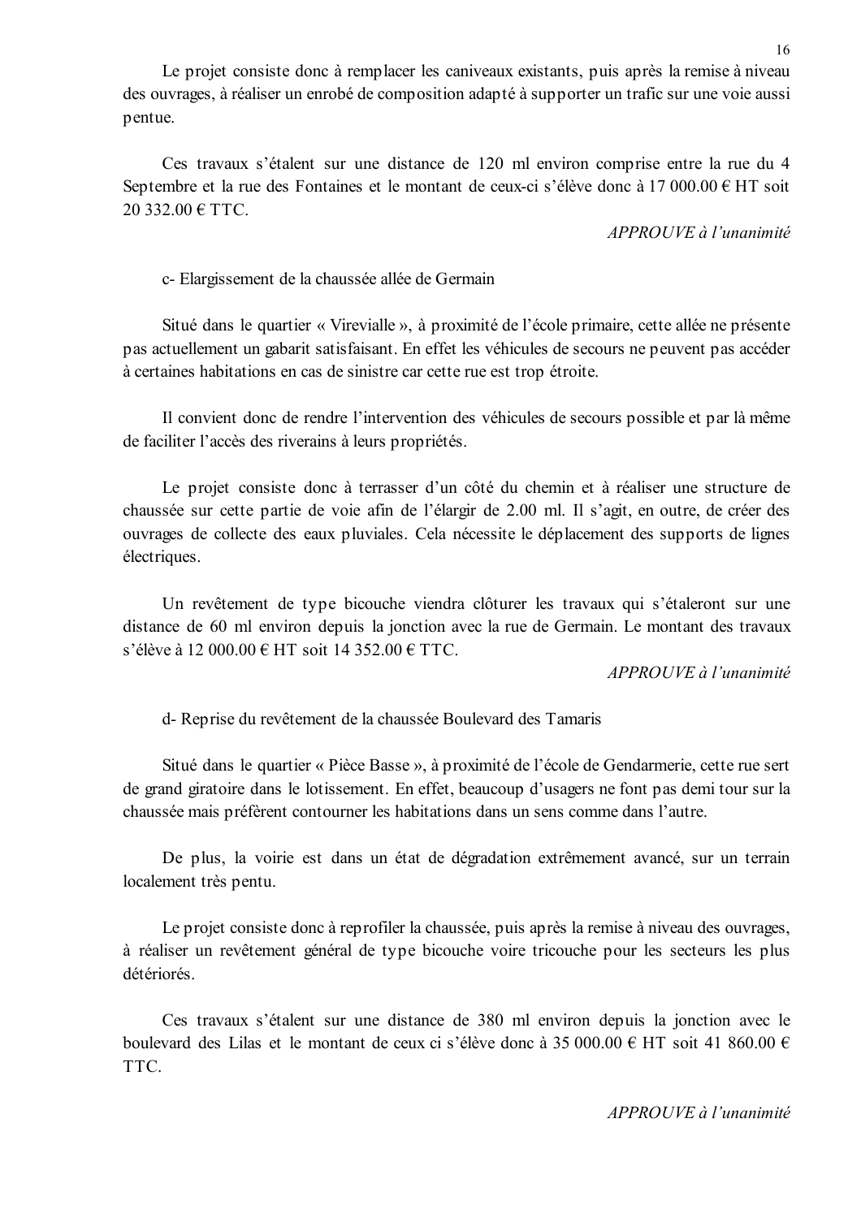Le projet consiste donc à remplacer les caniveaux existants, puis après la remise à niveau des ouvrages, à réaliser un enrobé de composition adapté à supporter un trafic sur une voie aussi pentue.

Ces travaux s'étalent sur une distance de 120 ml environ comprise entre la rue du 4 Septembre et la rue des Fontaines et le montant de ceux-ci s'élève donc à 17 000.00 € HT soit 20 332.00 € TTC.

*APPROUVE à l'unanimité*

c- Elargissement de la chaussée allée de Germain

Situé dans le quartier « Virevialle », à proximité de l'école primaire, cette allée ne présente pas actuellement un gabarit satisfaisant. En effet les véhicules de secours ne peuvent pas accéder à certaines habitations en cas de sinistre car cette rue est trop étroite.

Il convient donc de rendre l'intervention des véhicules de secours possible et par là même de faciliter l'accès des riverains à leurs propriétés.

Le projet consiste donc à terrasser d'un côté du chemin et à réaliser une structure de chaussée sur cette partie de voie afin de l'élargir de 2.00 ml. Il s'agit, en outre, de créer des ouvrages de collecte des eaux pluviales. Cela nécessite le déplacement des supports de lignes électriques.

Un revêtement de type bicouche viendra clôturer les travaux qui s'étaleront sur une distance de 60 ml environ depuis la jonction avec la rue de Germain. Le montant des travaux s'élève à 12 000.00 € HT soit 14 352.00 € TTC.

*APPROUVE à l'unanimité*

d- Reprise du revêtement de la chaussée Boulevard des Tamaris

Situé dans le quartier « Pièce Basse », à proximité de l'école de Gendarmerie, cette rue sert de grand giratoire dans le lotissement. En effet, beaucoup d'usagers ne font pas demi tour sur la chaussée mais préfèrent contourner les habitations dans un sens comme dans l'autre.

De plus, la voirie est dans un état de dégradation extrêmement avancé, sur un terrain localement très pentu.

Le projet consiste donc à reprofiler la chaussée, puis après la remise à niveau des ouvrages, à réaliser un revêtement général de type bicouche voire tricouche pour les secteurs les plus détériorés.

Ces travaux s'étalent sur une distance de 380 ml environ depuis la jonction avec le boulevard des Lilas et le montant de ceux ci s'élève donc à 35 000.00 € HT soit 41 860.00 € TTC.

*APPROUVE à l'unanimité*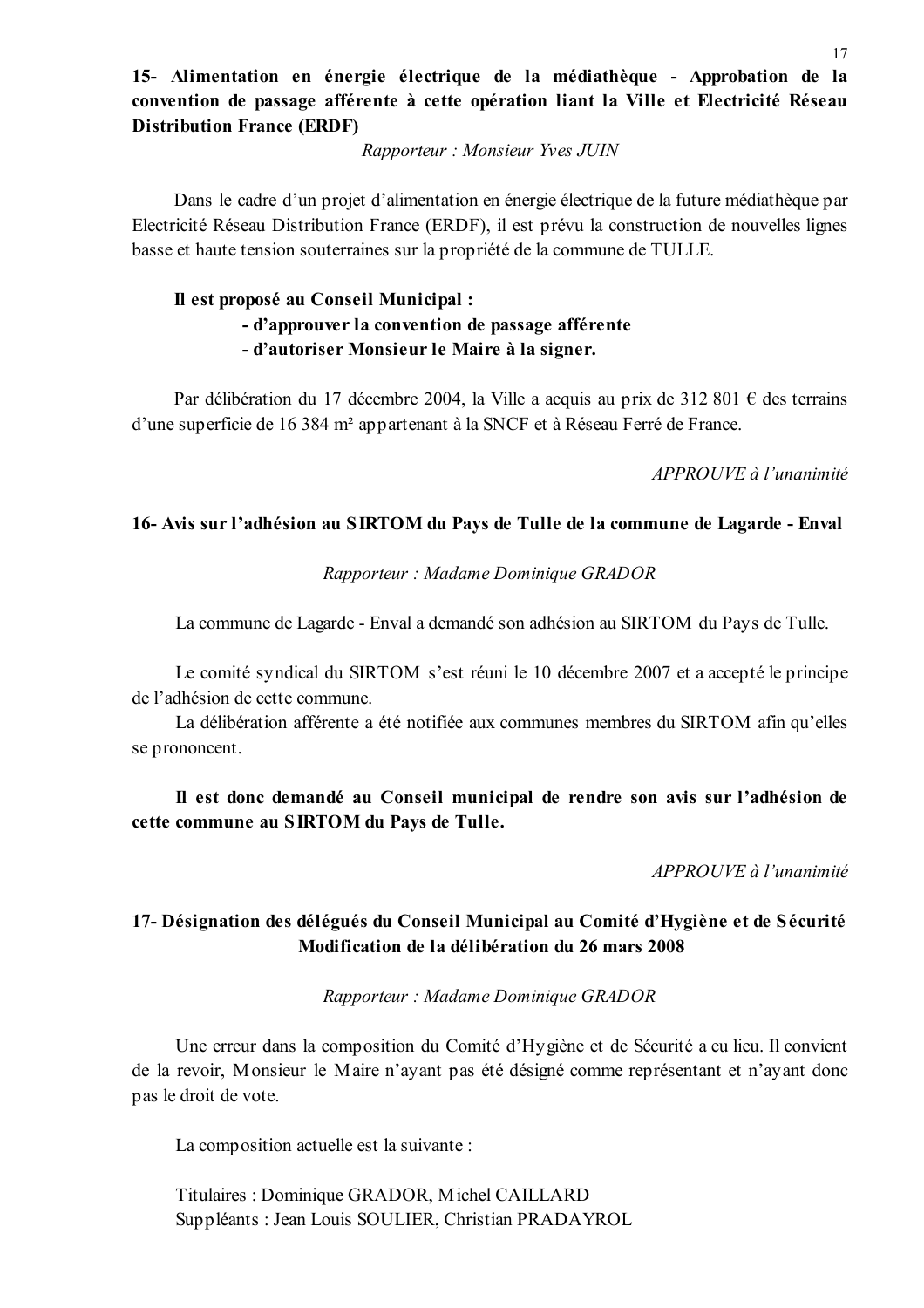**15- Alimentation en énergie électrique de la médiathèque - Approbation de la convention de passage afférente à cette opération liant la Ville et Electricité Réseau Distribution France (ERDF)**

*Rapporteur : Monsieur Yves JUIN*

Dans le cadre d'un projet d'alimentation en énergie électrique de la future médiathèque par Electricité Réseau Distribution France (ERDF), il est prévu la construction de nouvelles lignes basse et haute tension souterraines sur la propriété de la commune de TULLE.

**Il est proposé au Conseil Municipal :**
- **d'approuver la convention de passage afférente**
- **d'autoriser Monsieur le Maire à la signer.**

Par délibération du 17 décembre 2004, la Ville a acquis au prix de 312 801 € des terrains d'une superficie de 16 384 m² appartenant à la SNCF et à Réseau Ferré de France.

*APPROUVE à l'unanimité*

**16- Avis sur l'adhésion au SIRTOM du Pays de Tulle de la commune de Lagarde - Enval**

*Rapporteur : Madame Dominique GRADOR*

La commune de Lagarde - Enval a demandé son adhésion au SIRTOM du Pays de Tulle.

Le comité syndical du SIRTOM s'est réuni le 10 décembre 2007 et a accepté le principe de l'adhésion de cette commune.
La délibération afférente a été notifiée aux communes membres du SIRTOM afin qu'elles se prononcent.

**Il est donc demandé au Conseil municipal de rendre son avis sur l'adhésion de cette commune au SIRTOM du Pays de Tulle.**

*APPROUVE à l'unanimité*

**17- Désignation des délégués du Conseil Municipal au Comité d'Hygiène et de Sécurité Modification de la délibération du 26 mars 2008**

*Rapporteur : Madame Dominique GRADOR*

Une erreur dans la composition du Comité d'Hygiène et de Sécurité a eu lieu. Il convient de la revoir, Monsieur le Maire n'ayant pas été désigné comme représentant et n'ayant donc pas le droit de vote.

La composition actuelle est la suivante :

Titulaires : Dominique GRADOR, Michel CAILLARD
Suppléants : Jean Louis SOULIER, Christian PRADAYROL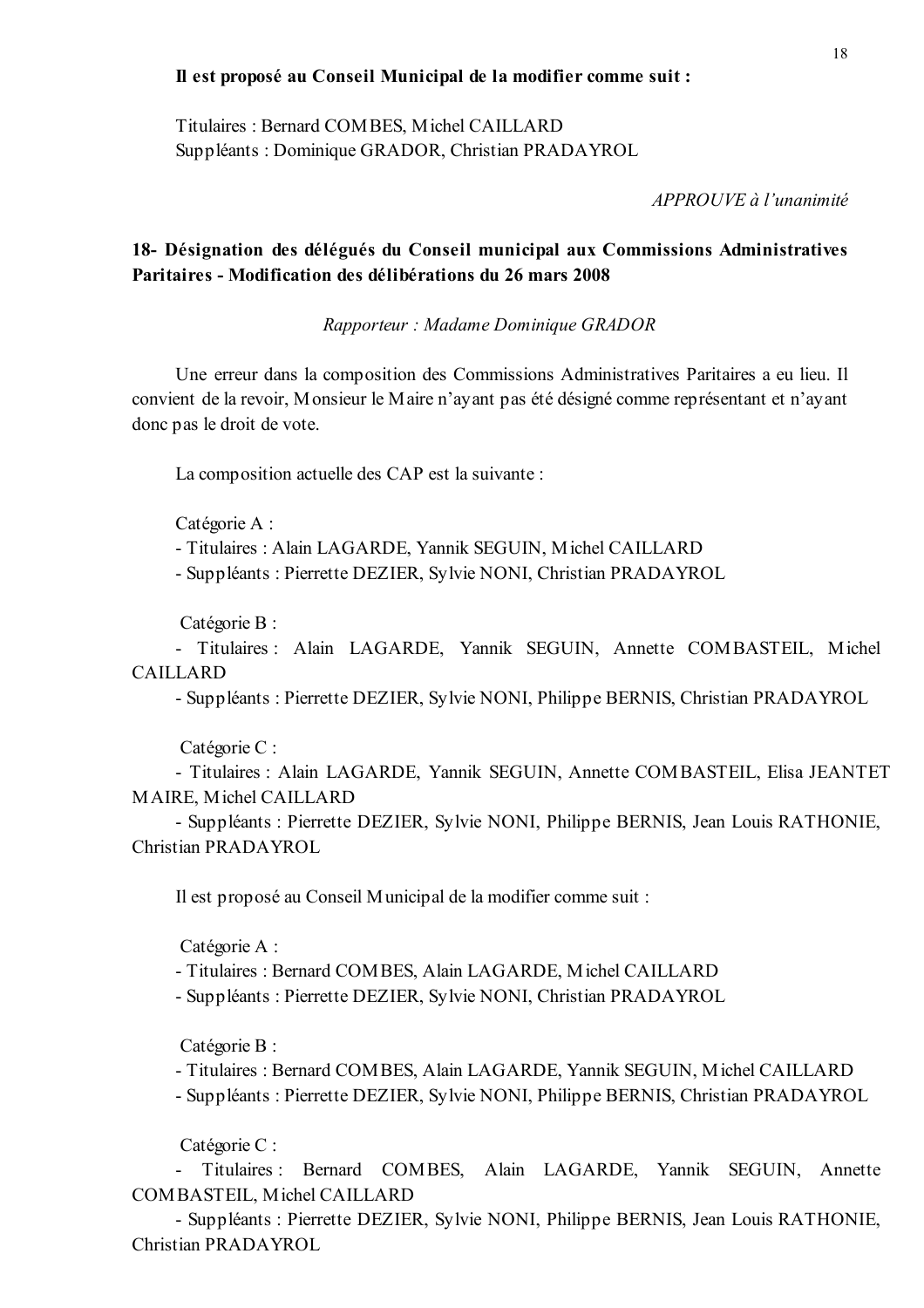**Il est proposé au Conseil Municipal de la modifier comme suit :**

Titulaires : Bernard COMBES, Michel CAILLARD
Suppléants : Dominique GRADOR, Christian PRADAYROL

*APPROUVE à l'unanimité*

## 18- Désignation des délégués du Conseil municipal aux Commissions Administratives Paritaires - Modification des délibérations du 26 mars 2008

*Rapporteur : Madame Dominique GRADOR*

Une erreur dans la composition des Commissions Administratives Paritaires a eu lieu. Il convient de la revoir, Monsieur le Maire n'ayant pas été désigné comme représentant et n'ayant donc pas le droit de vote.

La composition actuelle des CAP est la suivante :

Catégorie A :
- Titulaires : Alain LAGARDE, Yannik SEGUIN, Michel CAILLARD
- Suppléants : Pierrette DEZIER, Sylvie NONI, Christian PRADAYROL

Catégorie B :
- Titulaires : Alain LAGARDE, Yannik SEGUIN, Annette COMBASTEIL, Michel CAILLARD
- Suppléants : Pierrette DEZIER, Sylvie NONI, Philippe BERNIS, Christian PRADAYROL

Catégorie C :
- Titulaires : Alain LAGARDE, Yannik SEGUIN, Annette COMBASTEIL, Elisa JEANTET MAIRE, Michel CAILLARD
- Suppléants : Pierrette DEZIER, Sylvie NONI, Philippe BERNIS, Jean Louis RATHONIE, Christian PRADAYROL

Il est proposé au Conseil Municipal de la modifier comme suit :

Catégorie A :
- Titulaires : Bernard COMBES, Alain LAGARDE, Michel CAILLARD
- Suppléants : Pierrette DEZIER, Sylvie NONI, Christian PRADAYROL

Catégorie B :
- Titulaires : Bernard COMBES, Alain LAGARDE, Yannik SEGUIN, Michel CAILLARD
- Suppléants : Pierrette DEZIER, Sylvie NONI, Philippe BERNIS, Christian PRADAYROL

Catégorie C :
- Titulaires : Bernard COMBES, Alain LAGARDE, Yannik SEGUIN, Annette COMBASTEIL, Michel CAILLARD
- Suppléants : Pierrette DEZIER, Sylvie NONI, Philippe BERNIS, Jean Louis RATHONIE, Christian PRADAYROL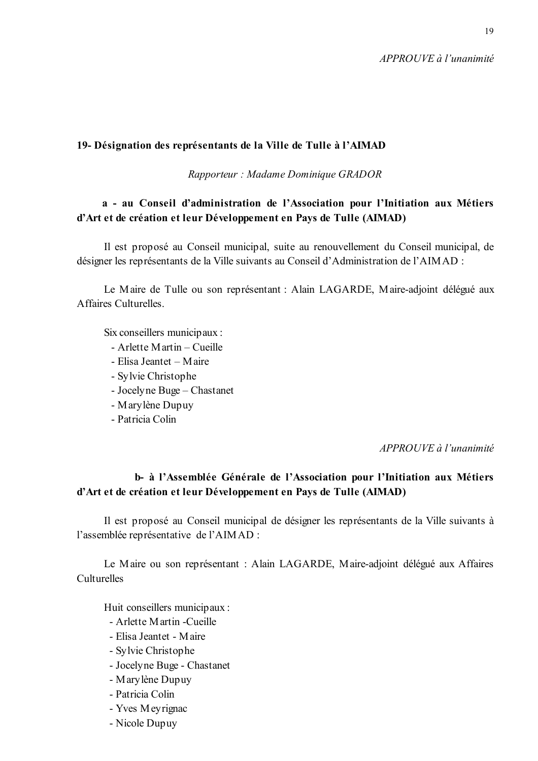*APPROUVE à l'unanimité*

**19- Désignation des représentants de la Ville de Tulle à l'AIMAD**

*Rapporteur : Madame Dominique GRADOR*

**a - au Conseil d'administration de l'Association pour l'Initiation aux Métiers d'Art et de création et leur Développement en Pays de Tulle (AIMAD)**

Il est proposé au Conseil municipal, suite au renouvellement du Conseil municipal, de désigner les représentants de la Ville suivants au Conseil d'Administration de l'AIMAD :

Le Maire de Tulle ou son représentant : Alain LAGARDE, Maire-adjoint délégué aux Affaires Culturelles.

Six conseillers municipaux :

- Arlette Martin – Cueille
- Elisa Jeantet – Maire
- Sylvie Christophe
- Jocelyne Buge – Chastanet
- Marylène Dupuy
- Patricia Colin

*APPROUVE à l'unanimité*

**b- à l'Assemblée Générale de l'Association pour l'Initiation aux Métiers d'Art et de création et leur Développement en Pays de Tulle (AIMAD)**

Il est proposé au Conseil municipal de désigner les représentants de la Ville suivants à l'assemblée représentative de l'AIMAD :

Le Maire ou son représentant : Alain LAGARDE, Maire-adjoint délégué aux Affaires Culturelles

Huit conseillers municipaux :

- Arlette Martin -Cueille
- Elisa Jeantet - Maire
- Sylvie Christophe
- Jocelyne Buge - Chastanet
- Marylène Dupuy
- Patricia Colin
- Yves Meyrignac
- Nicole Dupuy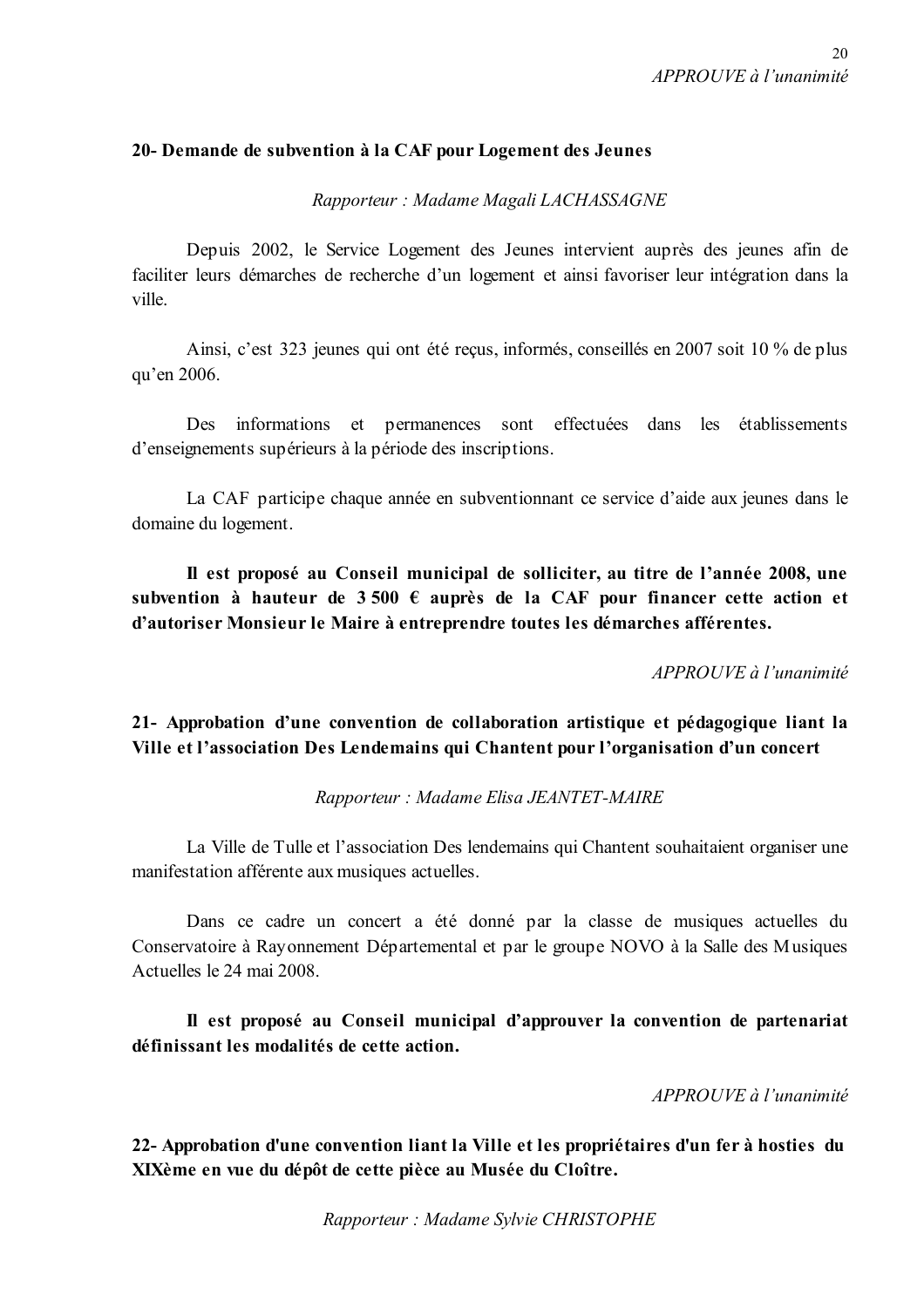*APPROUVE à l'unanimité*

**20- Demande de subvention à la CAF pour Logement des Jeunes**

*Rapporteur : Madame Magali LACHASSAGNE*

Depuis 2002, le Service Logement des Jeunes intervient auprès des jeunes afin de faciliter leurs démarches de recherche d'un logement et ainsi favoriser leur intégration dans la ville.

Ainsi, c'est 323 jeunes qui ont été reçus, informés, conseillés en 2007 soit 10 % de plus qu'en 2006.

Des informations et permanences sont effectuées dans les établissements d'enseignements supérieurs à la période des inscriptions.

La CAF participe chaque année en subventionnant ce service d'aide aux jeunes dans le domaine du logement.

**Il est proposé au Conseil municipal de solliciter, au titre de l'année 2008, une subvention à hauteur de 3 500 € auprès de la CAF pour financer cette action et d'autoriser Monsieur le Maire à entreprendre toutes les démarches afférentes.**

*APPROUVE à l'unanimité*

**21- Approbation d'une convention de collaboration artistique et pédagogique liant la Ville et l'association Des Lendemains qui Chantent pour l'organisation d'un concert**

*Rapporteur : Madame Elisa JEANTET-MAIRE*

La Ville de Tulle et l'association Des lendemains qui Chantent souhaitaient organiser une manifestation afférente aux musiques actuelles.

Dans ce cadre un concert a été donné par la classe de musiques actuelles du Conservatoire à Rayonnement Départemental et par le groupe NOVO à la Salle des Musiques Actuelles le 24 mai 2008.

**Il est proposé au Conseil municipal d'approuver la convention de partenariat définissant les modalités de cette action.**

*APPROUVE à l'unanimité*

**22- Approbation d'une convention liant la Ville et les propriétaires d'un fer à hosties du XIXème en vue du dépôt de cette pièce au Musée du Cloître.**

*Rapporteur : Madame Sylvie CHRISTOPHE*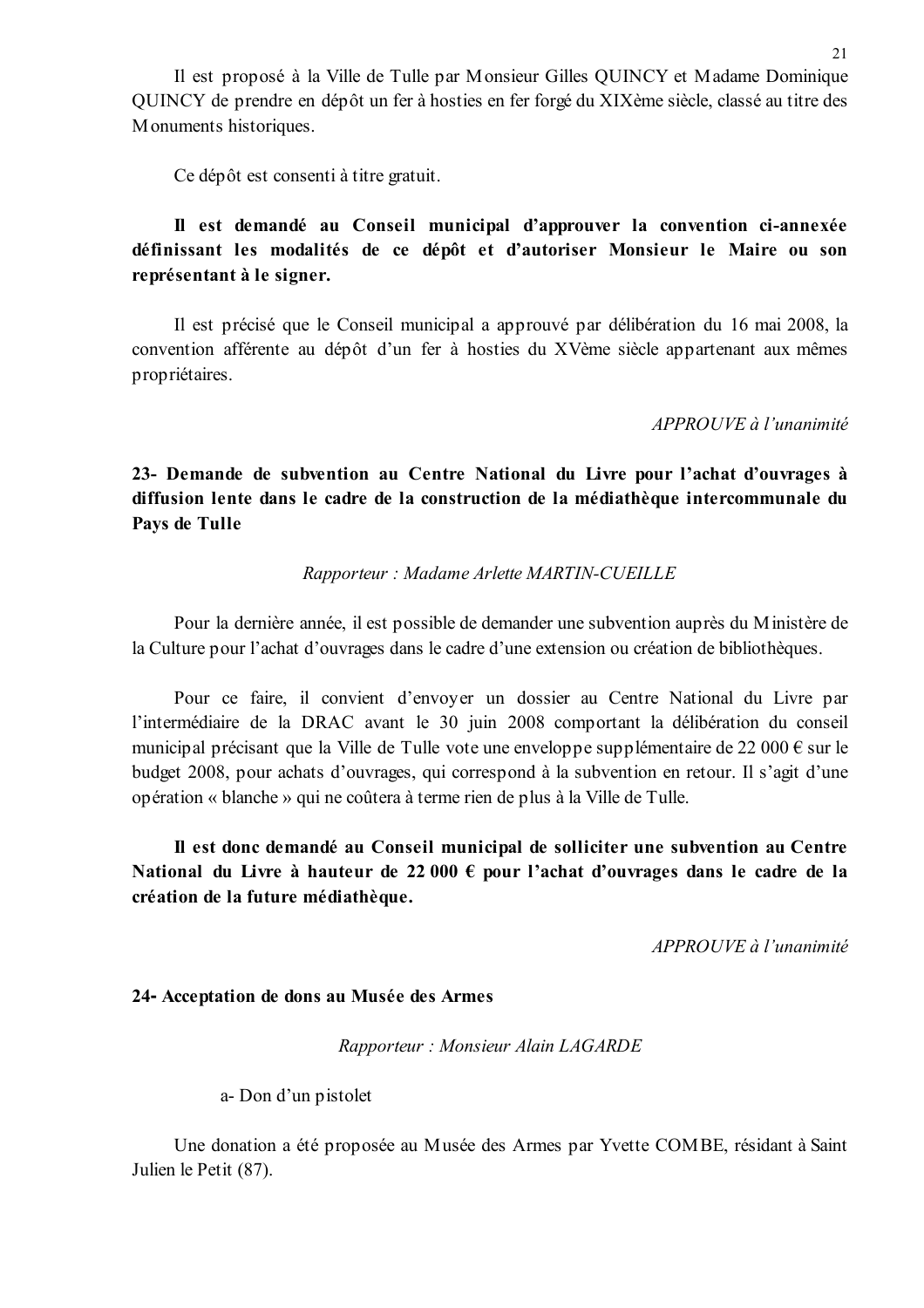Il est proposé à la Ville de Tulle par Monsieur Gilles QUINCY et Madame Dominique QUINCY de prendre en dépôt un fer à hosties en fer forgé du XIXème siècle, classé au titre des Monuments historiques.

Ce dépôt est consenti à titre gratuit.

**Il est demandé au Conseil municipal d'approuver la convention ci-annexée définissant les modalités de ce dépôt et d'autoriser Monsieur le Maire ou son représentant à le signer.**

Il est précisé que le Conseil municipal a approuvé par délibération du 16 mai 2008, la convention afférente au dépôt d'un fer à hosties du XVème siècle appartenant aux mêmes propriétaires.

*APPROUVE à l'unanimité*

## 23- Demande de subvention au Centre National du Livre pour l'achat d'ouvrages à diffusion lente dans le cadre de la construction de la médiathèque intercommunale du Pays de Tulle

*Rapporteur : Madame Arlette MARTIN-CUEILLE*

Pour la dernière année, il est possible de demander une subvention auprès du Ministère de la Culture pour l'achat d'ouvrages dans le cadre d'une extension ou création de bibliothèques.

Pour ce faire, il convient d'envoyer un dossier au Centre National du Livre par l'intermédiaire de la DRAC avant le 30 juin 2008 comportant la délibération du conseil municipal précisant que la Ville de Tulle vote une enveloppe supplémentaire de 22 000 € sur le budget 2008, pour achats d'ouvrages, qui correspond à la subvention en retour. Il s'agit d'une opération « blanche » qui ne coûtera à terme rien de plus à la Ville de Tulle.

**Il est donc demandé au Conseil municipal de solliciter une subvention au Centre National du Livre à hauteur de 22 000 € pour l'achat d'ouvrages dans le cadre de la création de la future médiathèque.**

*APPROUVE à l'unanimité*

## 24- Acceptation de dons au Musée des Armes

*Rapporteur : Monsieur Alain LAGARDE*

a- Don d'un pistolet

Une donation a été proposée au Musée des Armes par Yvette COMBE, résidant à Saint Julien le Petit (87).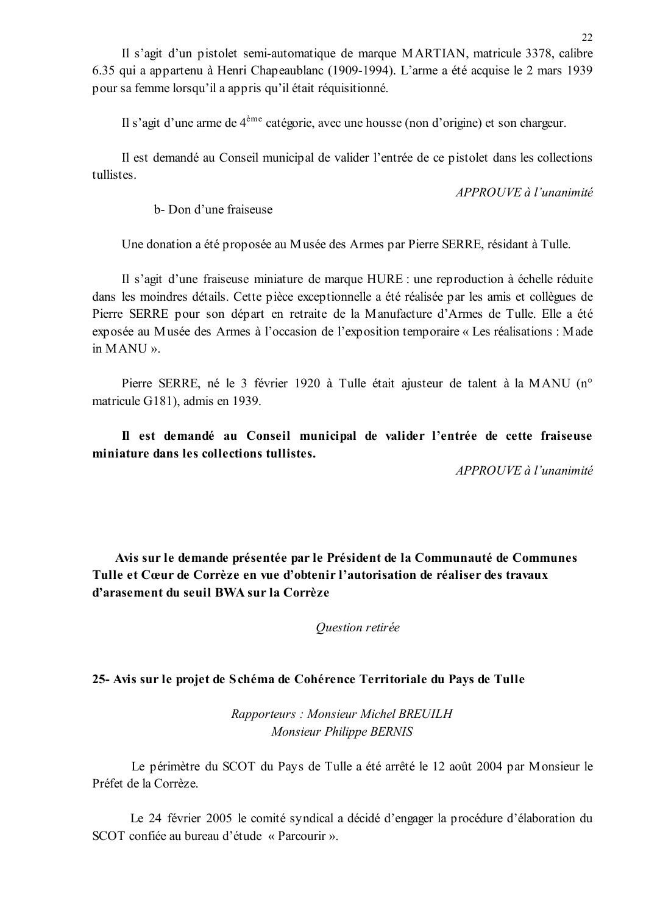Il s'agit d'un pistolet semi-automatique de marque MARTIAN, matricule 3378, calibre 6.35 qui a appartenu à Henri Chapeaublanc (1909-1994). L'arme a été acquise le 2 mars 1939 pour sa femme lorsqu'il a appris qu'il était réquisitionné.

Il s'agit d'une arme de 4ème catégorie, avec une housse (non d'origine) et son chargeur.

Il est demandé au Conseil municipal de valider l'entrée de ce pistolet dans les collections tullistes.

*APPROUVE à l'unanimité*

b- Don d'une fraiseuse

Une donation a été proposée au Musée des Armes par Pierre SERRE, résidant à Tulle.

Il s'agit d'une fraiseuse miniature de marque HURE : une reproduction à échelle réduite dans les moindres détails. Cette pièce exceptionnelle a été réalisée par les amis et collègues de Pierre SERRE pour son départ en retraite de la Manufacture d'Armes de Tulle. Elle a été exposée au Musée des Armes à l'occasion de l'exposition temporaire « Les réalisations : Made in MANU ».

Pierre SERRE, né le 3 février 1920 à Tulle était ajusteur de talent à la MANU (n° matricule G181), admis en 1939.

**Il est demandé au Conseil municipal de valider l'entrée de cette fraiseuse miniature dans les collections tullistes.**

*APPROUVE à l'unanimité*

**Avis sur le demande présentée par le Président de la Communauté de Communes Tulle et Cœur de Corrèze en vue d'obtenir l'autorisation de réaliser des travaux d'arasement du seuil BWA sur la Corrèze**

*Question retirée*

**25- Avis sur le projet de Schéma de Cohérence Territoriale du Pays de Tulle**

*Rapporteurs : Monsieur Michel BREUILH*
*Monsieur Philippe BERNIS*

Le périmètre du SCOT du Pays de Tulle a été arrêté le 12 août 2004 par Monsieur le Préfet de la Corrèze.

Le 24 février 2005 le comité syndical a décidé d'engager la procédure d'élaboration du SCOT confiée au bureau d'étude « Parcourir ».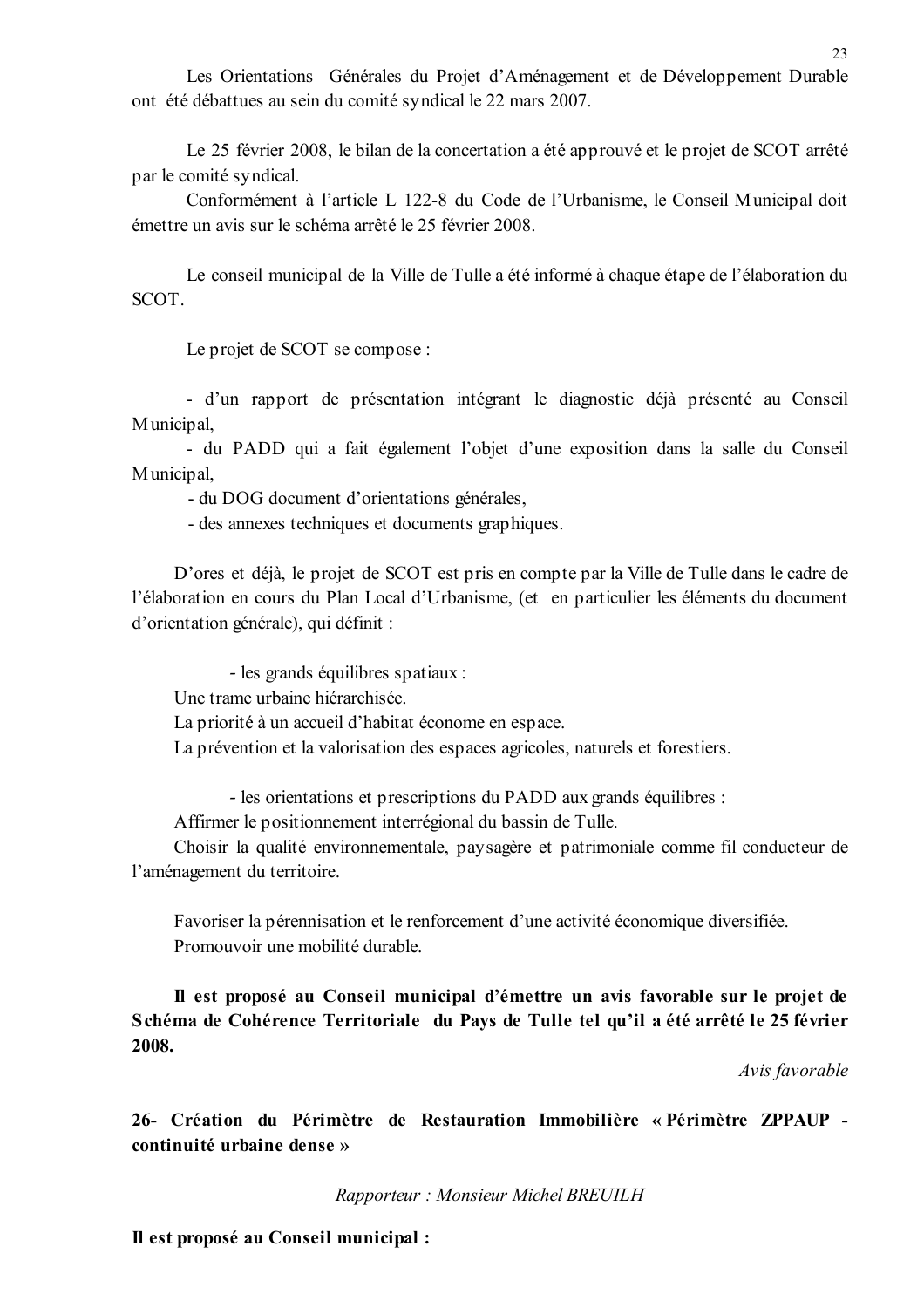Les Orientations Générales du Projet d'Aménagement et de Développement Durable ont été débattues au sein du comité syndical le 22 mars 2007.

Le 25 février 2008, le bilan de la concertation a été approuvé et le projet de SCOT arrêté par le comité syndical.

Conformément à l'article L 122-8 du Code de l'Urbanisme, le Conseil Municipal doit émettre un avis sur le schéma arrêté le 25 février 2008.

Le conseil municipal de la Ville de Tulle a été informé à chaque étape de l'élaboration du SCOT.

Le projet de SCOT se compose :

- d'un rapport de présentation intégrant le diagnostic déjà présenté au Conseil Municipal,
- du PADD qui a fait également l'objet d'une exposition dans la salle du Conseil Municipal,
- du DOG document d'orientations générales,
- des annexes techniques et documents graphiques.

D'ores et déjà, le projet de SCOT est pris en compte par la Ville de Tulle dans le cadre de l'élaboration en cours du Plan Local d'Urbanisme, (et en particulier les éléments du document d'orientation générale), qui définit :

- les grands équilibres spatiaux :

Une trame urbaine hiérarchisée.
La priorité à un accueil d'habitat économe en espace.
La prévention et la valorisation des espaces agricoles, naturels et forestiers.

- les orientations et prescriptions du PADD aux grands équilibres :

Affirmer le positionnement interrégional du bassin de Tulle.
Choisir la qualité environnementale, paysagère et patrimoniale comme fil conducteur de l'aménagement du territoire.

Favoriser la pérennisation et le renforcement d'une activité économique diversifiée.
Promouvoir une mobilité durable.

**Il est proposé au Conseil municipal d'émettre un avis favorable sur le projet de Schéma de Cohérence Territoriale du Pays de Tulle tel qu'il a été arrêté le 25 février 2008.**

*Avis favorable*

**26- Création du Périmètre de Restauration Immobilière « Périmètre ZPPAUP - continuité urbaine dense »**

*Rapporteur : Monsieur Michel BREUILH*

**Il est proposé au Conseil municipal :**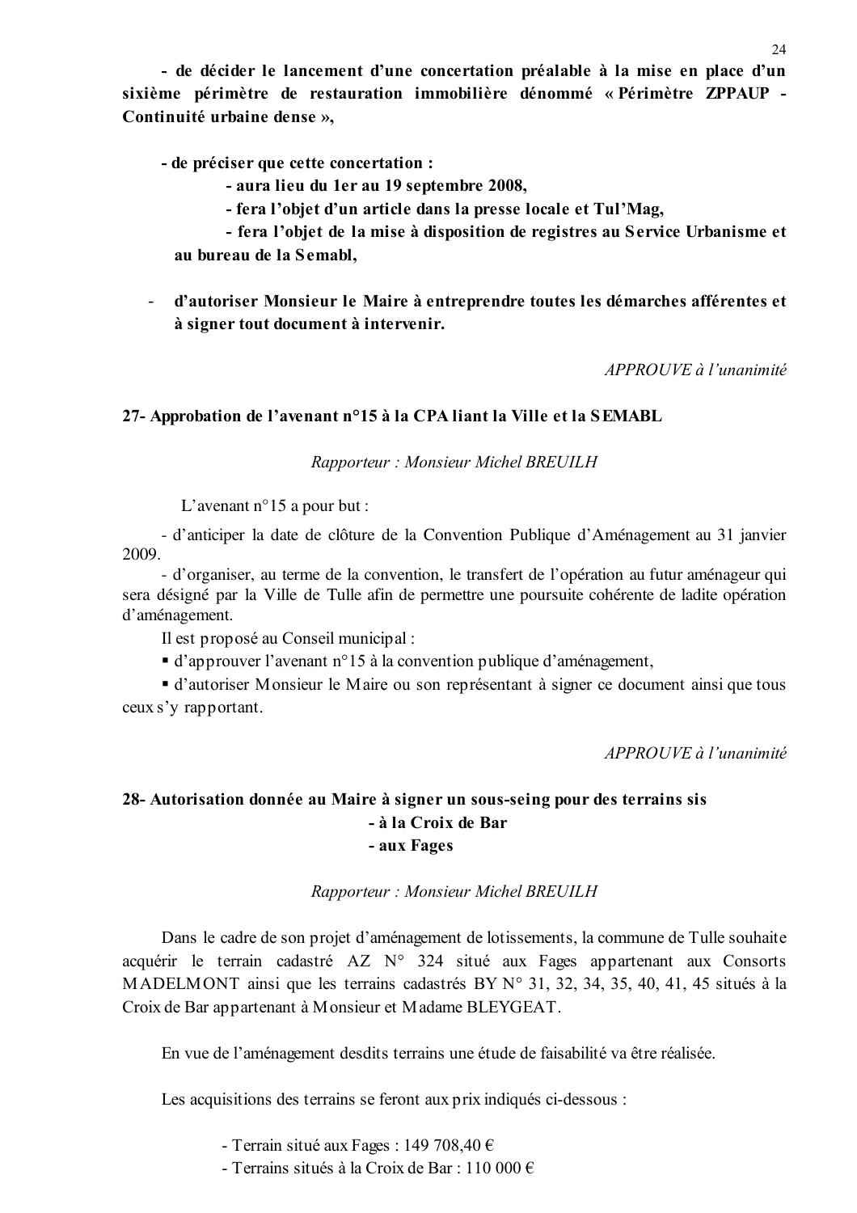**- de décider le lancement d'une concertation préalable à la mise en place d'un sixième périmètre de restauration immobilière dénommé « Périmètre ZPPAUP - Continuité urbaine dense »,**

**- de préciser que cette concertation :**

**- aura lieu du 1er au 19 septembre 2008,**

**- fera l'objet d'un article dans la presse locale et Tul'Mag,**

**- fera l'objet de la mise à disposition de registres au Service Urbanisme et au bureau de la Semabl,**

- **d'autoriser Monsieur le Maire à entreprendre toutes les démarches afférentes et à signer tout document à intervenir.**

*APPROUVE à l'unanimité*

## 27- Approbation de l'avenant n°15 à la CPA liant la Ville et la SEMABL

*Rapporteur : Monsieur Michel BREUILH*

L'avenant n°15 a pour but :

- d'anticiper la date de clôture de la Convention Publique d'Aménagement au 31 janvier 2009.

- d'organiser, au terme de la convention, le transfert de l'opération au futur aménageur qui sera désigné par la Ville de Tulle afin de permettre une poursuite cohérente de ladite opération d'aménagement.

Il est proposé au Conseil municipal :

- d'approuver l'avenant n°15 à la convention publique d'aménagement,
- d'autoriser Monsieur le Maire ou son représentant à signer ce document ainsi que tous ceux s'y rapportant.

*APPROUVE à l'unanimité*

## 28- Autorisation donnée au Maire à signer un sous-seing pour des terrains sis
## - à la Croix de Bar
## - aux Fages

*Rapporteur : Monsieur Michel BREUILH*

Dans le cadre de son projet d'aménagement de lotissements, la commune de Tulle souhaite acquérir le terrain cadastré AZ N° 324 situé aux Fages appartenant aux Consorts MADELMONT ainsi que les terrains cadastrés BY N° 31, 32, 34, 35, 40, 41, 45 situés à la Croix de Bar appartenant à Monsieur et Madame BLEYGEAT.

En vue de l'aménagement desdits terrains une étude de faisabilité va être réalisée.

Les acquisitions des terrains se feront aux prix indiqués ci-dessous :

- Terrain situé aux Fages : 149 708,40 €
- Terrains situés à la Croix de Bar : 110 000 €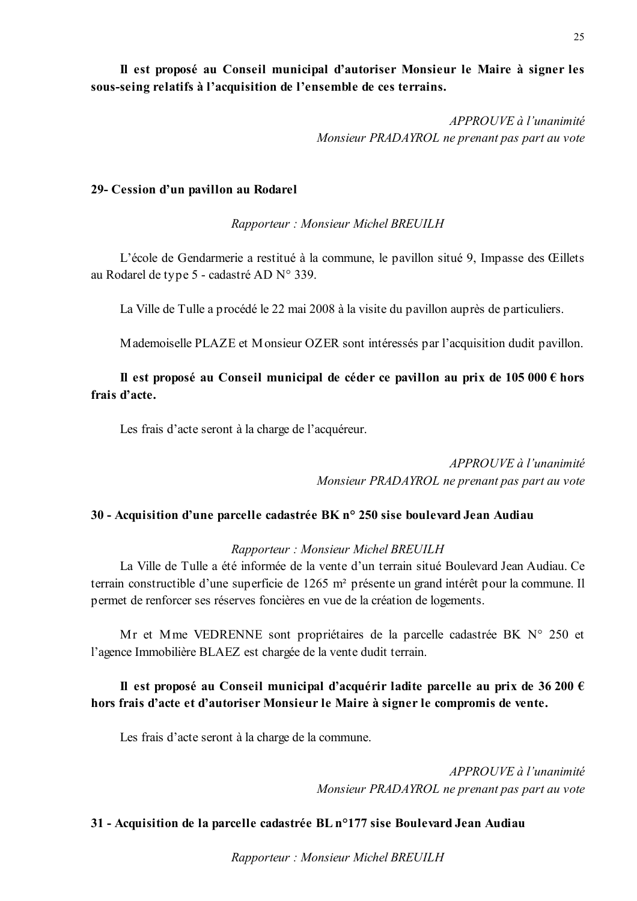**Il est proposé au Conseil municipal d'autoriser Monsieur le Maire à signer les sous-seing relatifs à l'acquisition de l'ensemble de ces terrains.**

*APPROUVE à l'unanimité*
*Monsieur PRADAYROL ne prenant pas part au vote*

**29- Cession d'un pavillon au Rodarel**

*Rapporteur : Monsieur Michel BREUILH*

L'école de Gendarmerie a restitué à la commune, le pavillon situé 9, Impasse des Œillets au Rodarel de type 5 - cadastré AD N° 339.

La Ville de Tulle a procédé le 22 mai 2008 à la visite du pavillon auprès de particuliers.

Mademoiselle PLAZE et Monsieur OZER sont intéressés par l'acquisition dudit pavillon.

**Il est proposé au Conseil municipal de céder ce pavillon au prix de 105 000 € hors frais d'acte.**

Les frais d'acte seront à la charge de l'acquéreur.

*APPROUVE à l'unanimité*
*Monsieur PRADAYROL ne prenant pas part au vote*

**30 - Acquisition d'une parcelle cadastrée BK n° 250 sise boulevard Jean Audiau**

*Rapporteur : Monsieur Michel BREUILH*

La Ville de Tulle a été informée de la vente d'un terrain situé Boulevard Jean Audiau. Ce terrain constructible d'une superficie de 1265 m² présente un grand intérêt pour la commune. Il permet de renforcer ses réserves foncières en vue de la création de logements.

Mr et Mme VEDRENNE sont propriétaires de la parcelle cadastrée BK N° 250 et l'agence Immobilière BLAEZ est chargée de la vente dudit terrain.

**Il est proposé au Conseil municipal d'acquérir ladite parcelle au prix de 36 200 € hors frais d'acte et d'autoriser Monsieur le Maire à signer le compromis de vente.**

Les frais d'acte seront à la charge de la commune.

*APPROUVE à l'unanimité*
*Monsieur PRADAYROL ne prenant pas part au vote*

**31 - Acquisition de la parcelle cadastrée BL n°177 sise Boulevard Jean Audiau**

*Rapporteur : Monsieur Michel BREUILH*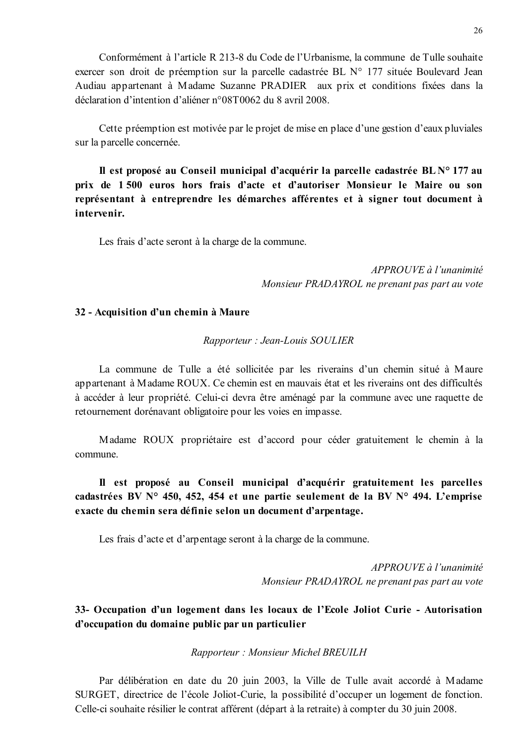Conformément à l'article R 213-8 du Code de l'Urbanisme, la commune de Tulle souhaite exercer son droit de préemption sur la parcelle cadastrée BL N° 177 située Boulevard Jean Audiau appartenant à Madame Suzanne PRADIER aux prix et conditions fixées dans la déclaration d'intention d'aliéner n°08T0062 du 8 avril 2008.

Cette préemption est motivée par le projet de mise en place d'une gestion d'eaux pluviales sur la parcelle concernée.

**Il est proposé au Conseil municipal d'acquérir la parcelle cadastrée BL N° 177 au prix de 1 500 euros hors frais d'acte et d'autoriser Monsieur le Maire ou son représentant à entreprendre les démarches afférentes et à signer tout document à intervenir.**

Les frais d'acte seront à la charge de la commune.

*APPROUVE à l'unanimité*
*Monsieur PRADAYROL ne prenant pas part au vote*

**32 - Acquisition d'un chemin à Maure**

*Rapporteur : Jean-Louis SOULIER*

La commune de Tulle a été sollicitée par les riverains d'un chemin situé à Maure appartenant à Madame ROUX. Ce chemin est en mauvais état et les riverains ont des difficultés à accéder à leur propriété. Celui-ci devra être aménagé par la commune avec une raquette de retournement dorénavant obligatoire pour les voies en impasse.

Madame ROUX propriétaire est d'accord pour céder gratuitement le chemin à la commune.

**Il est proposé au Conseil municipal d'acquérir gratuitement les parcelles cadastrées BV N° 450, 452, 454 et une partie seulement de la BV N° 494. L'emprise exacte du chemin sera définie selon un document d'arpentage.**

Les frais d'acte et d'arpentage seront à la charge de la commune.

*APPROUVE à l'unanimité*
*Monsieur PRADAYROL ne prenant pas part au vote*

**33- Occupation d'un logement dans les locaux de l'Ecole Joliot Curie - Autorisation d'occupation du domaine public par un particulier**

*Rapporteur : Monsieur Michel BREUILH*

Par délibération en date du 20 juin 2003, la Ville de Tulle avait accordé à Madame SURGET, directrice de l'école Joliot-Curie, la possibilité d'occuper un logement de fonction. Celle-ci souhaite résilier le contrat afférent (départ à la retraite) à compter du 30 juin 2008.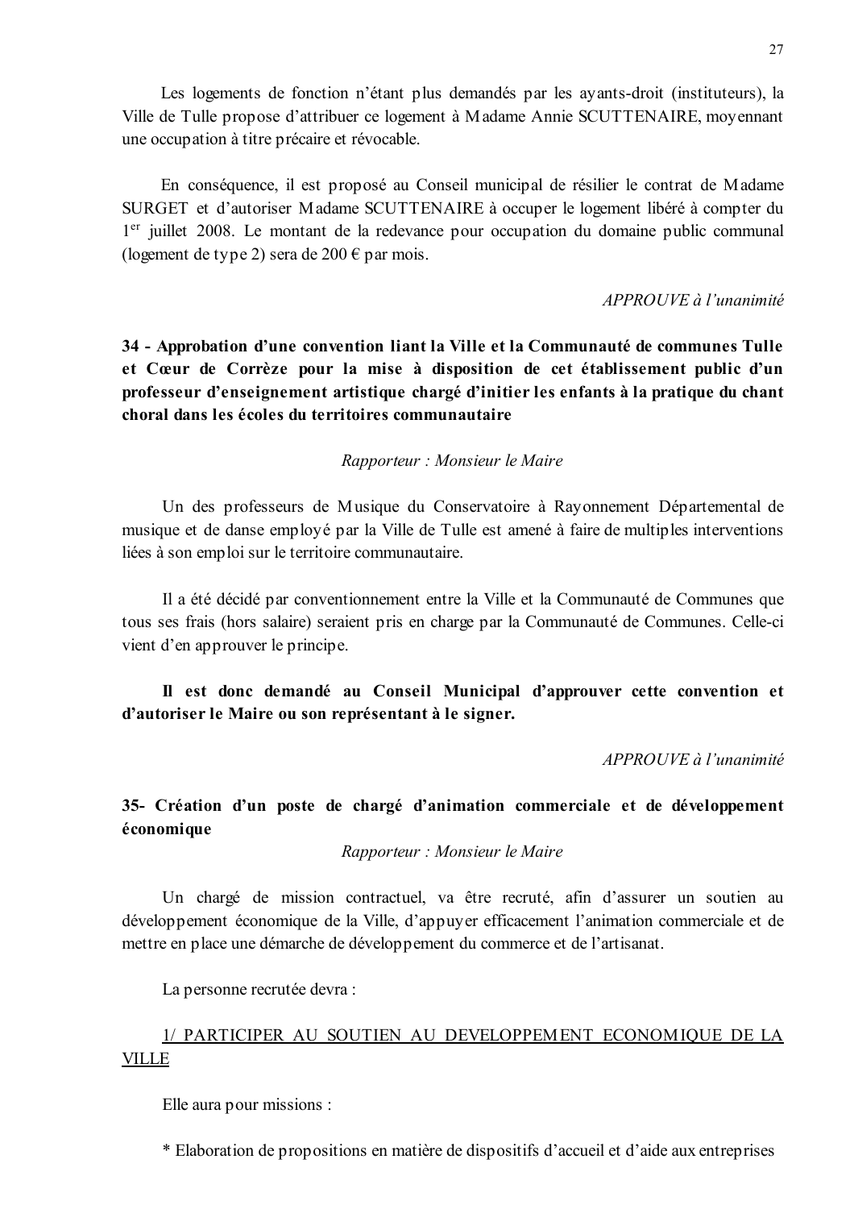Les logements de fonction n'étant plus demandés par les ayants-droit (instituteurs), la Ville de Tulle propose d'attribuer ce logement à Madame Annie SCUTTENAIRE, moyennant une occupation à titre précaire et révocable.

En conséquence, il est proposé au Conseil municipal de résilier le contrat de Madame SURGET et d'autoriser Madame SCUTTENAIRE à occuper le logement libéré à compter du 1er juillet 2008. Le montant de la redevance pour occupation du domaine public communal (logement de type 2) sera de 200 € par mois.

*APPROUVE à l'unanimité*

**34 - Approbation d'une convention liant la Ville et la Communauté de communes Tulle et Cœur de Corrèze pour la mise à disposition de cet établissement public d'un professeur d'enseignement artistique chargé d'initier les enfants à la pratique du chant choral dans les écoles du territoires communautaire**

*Rapporteur : Monsieur le Maire*

Un des professeurs de Musique du Conservatoire à Rayonnement Départemental de musique et de danse employé par la Ville de Tulle est amené à faire de multiples interventions liées à son emploi sur le territoire communautaire.

Il a été décidé par conventionnement entre la Ville et la Communauté de Communes que tous ses frais (hors salaire) seraient pris en charge par la Communauté de Communes. Celle-ci vient d'en approuver le principe.

**Il est donc demandé au Conseil Municipal d'approuver cette convention et d'autoriser le Maire ou son représentant à le signer.**

*APPROUVE à l'unanimité*

**35- Création d'un poste de chargé d'animation commerciale et de développement économique**

*Rapporteur : Monsieur le Maire*

Un chargé de mission contractuel, va être recruté, afin d'assurer un soutien au développement économique de la Ville, d'appuyer efficacement l'animation commerciale et de mettre en place une démarche de développement du commerce et de l'artisanat.

La personne recrutée devra :

<u>1/ PARTICIPER AU SOUTIEN AU DEVELOPPEMENT ECONOMIQUE DE LA VILLE</u>

Elle aura pour missions :

* Elaboration de propositions en matière de dispositifs d'accueil et d'aide aux entreprises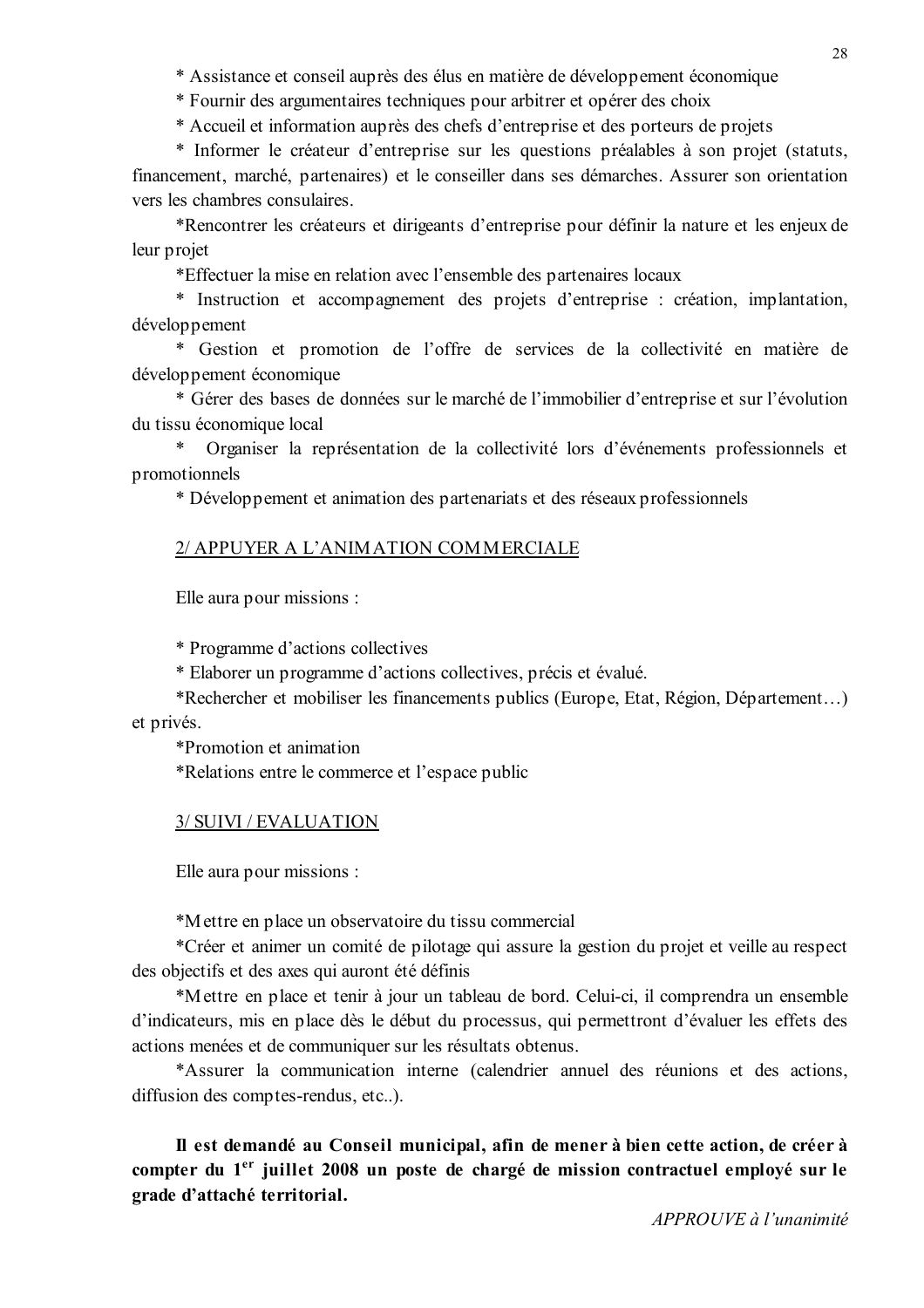* Assistance et conseil auprès des élus en matière de développement économique

* Fournir des argumentaires techniques pour arbitrer et opérer des choix

* Accueil et information auprès des chefs d'entreprise et des porteurs de projets

* Informer le créateur d'entreprise sur les questions préalables à son projet (statuts, financement, marché, partenaires) et le conseiller dans ses démarches. Assurer son orientation vers les chambres consulaires.

*Rencontrer les créateurs et dirigeants d'entreprise pour définir la nature et les enjeux de leur projet

*Effectuer la mise en relation avec l'ensemble des partenaires locaux

* Instruction et accompagnement des projets d'entreprise : création, implantation, développement

* Gestion et promotion de l'offre de services de la collectivité en matière de développement économique

* Gérer des bases de données sur le marché de l'immobilier d'entreprise et sur l'évolution du tissu économique local

* Organiser la représentation de la collectivité lors d'événements professionnels et promotionnels

* Développement et animation des partenariats et des réseaux professionnels

<u>2/ APPUYER A L'ANIMATION COMMERCIALE</u>

Elle aura pour missions :

* Programme d'actions collectives

* Elaborer un programme d'actions collectives, précis et évalué.

*Rechercher et mobiliser les financements publics (Europe, Etat, Région, Département…) et privés.

*Promotion et animation

*Relations entre le commerce et l'espace public

<u>3/ SUIVI / EVALUATION</u>

Elle aura pour missions :

*Mettre en place un observatoire du tissu commercial

*Créer et animer un comité de pilotage qui assure la gestion du projet et veille au respect des objectifs et des axes qui auront été définis

*Mettre en place et tenir à jour un tableau de bord. Celui-ci, il comprendra un ensemble d'indicateurs, mis en place dès le début du processus, qui permettront d'évaluer les effets des actions menées et de communiquer sur les résultats obtenus.

*Assurer la communication interne (calendrier annuel des réunions et des actions, diffusion des comptes-rendus, etc..).

**Il est demandé au Conseil municipal, afin de mener à bien cette action, de créer à compter du 1er juillet 2008 un poste de chargé de mission contractuel employé sur le grade d'attaché territorial.**

*APPROUVE à l'unanimité*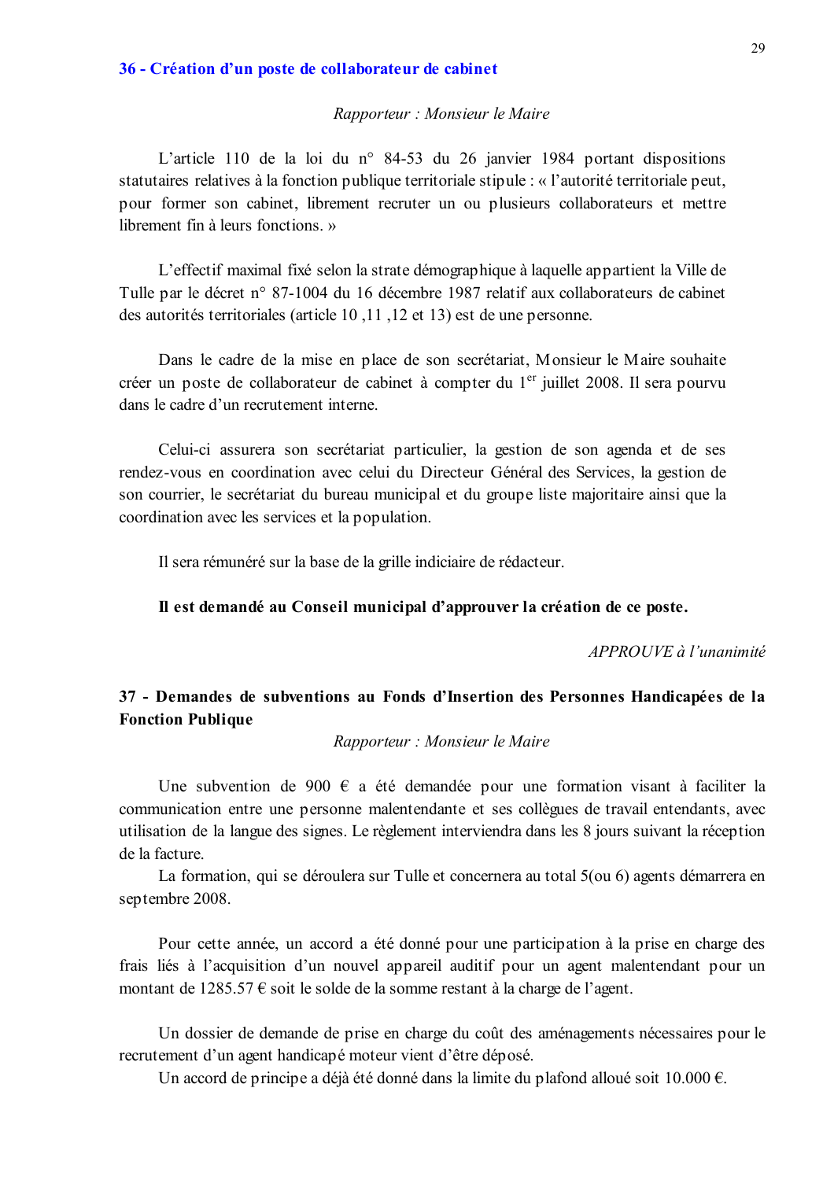## 36 - Création d'un poste de collaborateur de cabinet

*Rapporteur : Monsieur le Maire*

L'article 110 de la loi du n° 84-53 du 26 janvier 1984 portant dispositions statutaires relatives à la fonction publique territoriale stipule : « l'autorité territoriale peut, pour former son cabinet, librement recruter un ou plusieurs collaborateurs et mettre librement fin à leurs fonctions. »

L'effectif maximal fixé selon la strate démographique à laquelle appartient la Ville de Tulle par le décret n° 87-1004 du 16 décembre 1987 relatif aux collaborateurs de cabinet des autorités territoriales (article 10 ,11 ,12 et 13) est de une personne.

Dans le cadre de la mise en place de son secrétariat, Monsieur le Maire souhaite créer un poste de collaborateur de cabinet à compter du 1er juillet 2008. Il sera pourvu dans le cadre d'un recrutement interne.

Celui-ci assurera son secrétariat particulier, la gestion de son agenda et de ses rendez-vous en coordination avec celui du Directeur Général des Services, la gestion de son courrier, le secrétariat du bureau municipal et du groupe liste majoritaire ainsi que la coordination avec les services et la population.

Il sera rémunéré sur la base de la grille indiciaire de rédacteur.

**Il est demandé au Conseil municipal d'approuver la création de ce poste.**

*APPROUVE à l'unanimité*

## 37 - Demandes de subventions au Fonds d'Insertion des Personnes Handicapées de la Fonction Publique

*Rapporteur : Monsieur le Maire*

Une subvention de 900 € a été demandée pour une formation visant à faciliter la communication entre une personne malentendante et ses collègues de travail entendants, avec utilisation de la langue des signes. Le règlement interviendra dans les 8 jours suivant la réception de la facture.

La formation, qui se déroulera sur Tulle et concernera au total 5(ou 6) agents démarrera en septembre 2008.

Pour cette année, un accord a été donné pour une participation à la prise en charge des frais liés à l'acquisition d'un nouvel appareil auditif pour un agent malentendant pour un montant de 1285.57 € soit le solde de la somme restant à la charge de l'agent.

Un dossier de demande de prise en charge du coût des aménagements nécessaires pour le recrutement d'un agent handicapé moteur vient d'être déposé.

Un accord de principe a déjà été donné dans la limite du plafond alloué soit 10.000 €.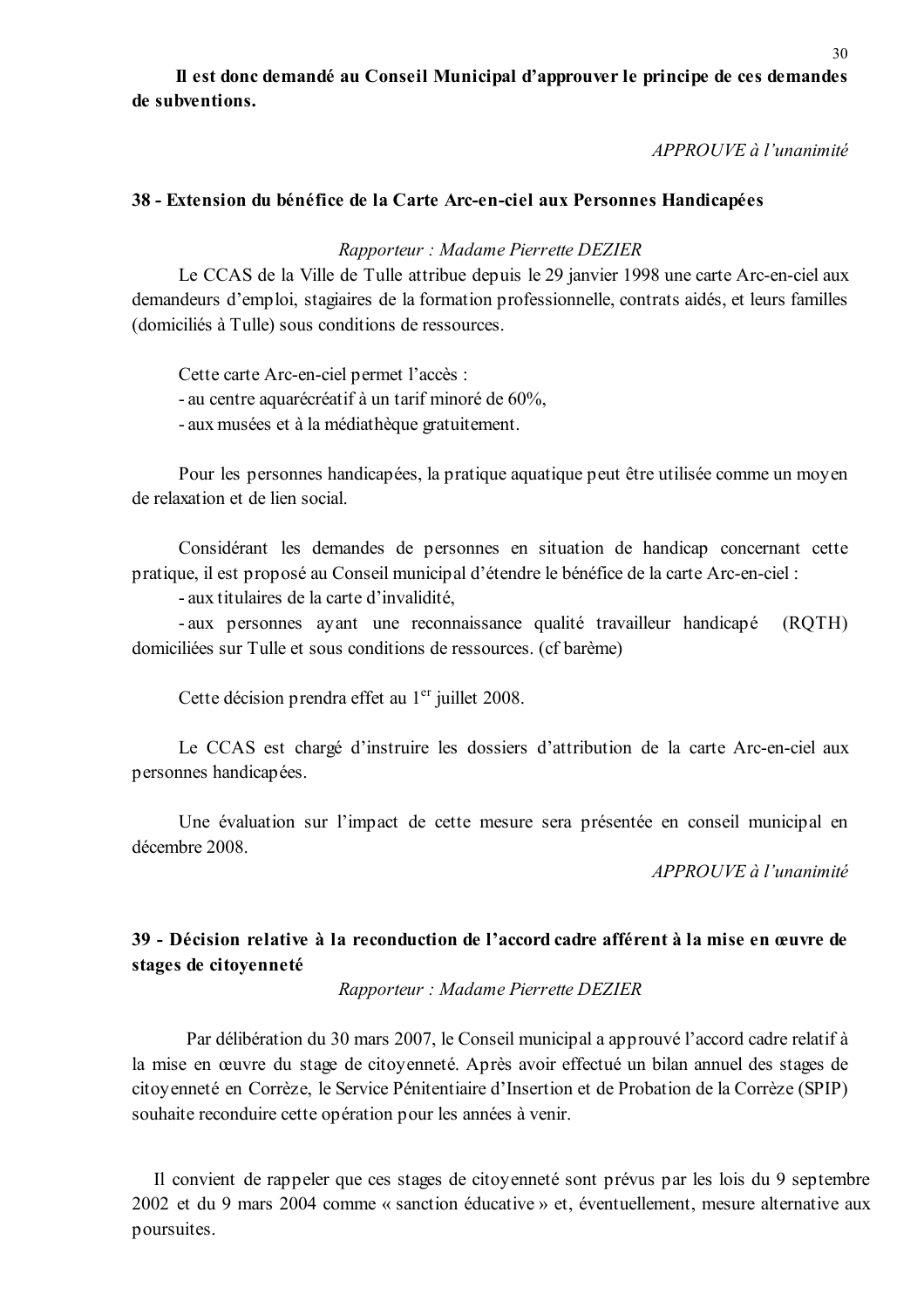**Il est donc demandé au Conseil Municipal d'approuver le principe de ces demandes de subventions.**

*APPROUVE à l'unanimité*

## 38 - Extension du bénéfice de la Carte Arc-en-ciel aux Personnes Handicapées

*Rapporteur : Madame Pierrette DEZIER*

Le CCAS de la Ville de Tulle attribue depuis le 29 janvier 1998 une carte Arc-en-ciel aux demandeurs d'emploi, stagiaires de la formation professionnelle, contrats aidés, et leurs familles (domiciliés à Tulle) sous conditions de ressources.

Cette carte Arc-en-ciel permet l'accès :
- au centre aquarécréatif à un tarif minoré de 60%,
- aux musées et à la médiathèque gratuitement.

Pour les personnes handicapées, la pratique aquatique peut être utilisée comme un moyen de relaxation et de lien social.

Considérant les demandes de personnes en situation de handicap concernant cette pratique, il est proposé au Conseil municipal d'étendre le bénéfice de la carte Arc-en-ciel :
- aux titulaires de la carte d'invalidité,
- aux personnes ayant une reconnaissance qualité travailleur handicapé (RQTH) domiciliées sur Tulle et sous conditions de ressources. (cf barème)

Cette décision prendra effet au 1er juillet 2008.

Le CCAS est chargé d'instruire les dossiers d'attribution de la carte Arc-en-ciel aux personnes handicapées.

Une évaluation sur l'impact de cette mesure sera présentée en conseil municipal en décembre 2008.

*APPROUVE à l'unanimité*

## 39 - Décision relative à la reconduction de l'accord cadre afférent à la mise en œuvre de stages de citoyenneté

*Rapporteur : Madame Pierrette DEZIER*

Par délibération du 30 mars 2007, le Conseil municipal a approuvé l'accord cadre relatif à la mise en œuvre du stage de citoyenneté. Après avoir effectué un bilan annuel des stages de citoyenneté en Corrèze, le Service Pénitentiaire d'Insertion et de Probation de la Corrèze (SPIP) souhaite reconduire cette opération pour les années à venir.

Il convient de rappeler que ces stages de citoyenneté sont prévus par les lois du 9 septembre 2002 et du 9 mars 2004 comme « sanction éducative » et, éventuellement, mesure alternative aux poursuites.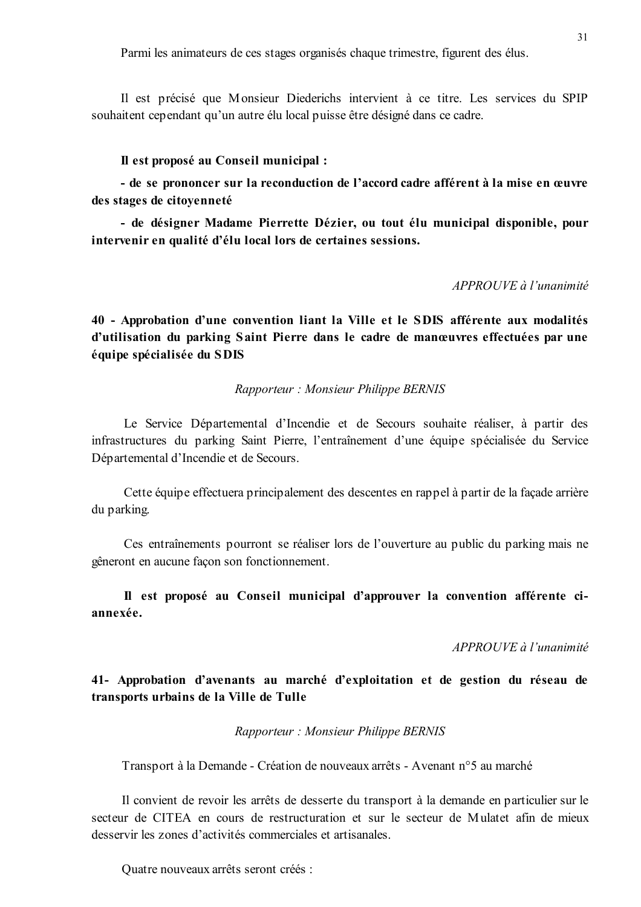Parmi les animateurs de ces stages organisés chaque trimestre, figurent des élus.

Il est précisé que Monsieur Diederichs intervient à ce titre. Les services du SPIP souhaitent cependant qu'un autre élu local puisse être désigné dans ce cadre.

**Il est proposé au Conseil municipal :**

**- de se prononcer sur la reconduction de l'accord cadre afférent à la mise en œuvre des stages de citoyenneté**

**- de désigner Madame Pierrette Dézier, ou tout élu municipal disponible, pour intervenir en qualité d'élu local lors de certaines sessions.**

*APPROUVE à l'unanimité*

**40 - Approbation d'une convention liant la Ville et le SDIS afférente aux modalités d'utilisation du parking Saint Pierre dans le cadre de manœuvres effectuées par une équipe spécialisée du SDIS**

*Rapporteur : Monsieur Philippe BERNIS*

Le Service Départemental d'Incendie et de Secours souhaite réaliser, à partir des infrastructures du parking Saint Pierre, l'entraînement d'une équipe spécialisée du Service Départemental d'Incendie et de Secours.

Cette équipe effectuera principalement des descentes en rappel à partir de la façade arrière du parking.

Ces entraînements pourront se réaliser lors de l'ouverture au public du parking mais ne gêneront en aucune façon son fonctionnement.

**Il est proposé au Conseil municipal d'approuver la convention afférente ci-annexée.**

*APPROUVE à l'unanimité*

**41- Approbation d'avenants au marché d'exploitation et de gestion du réseau de transports urbains de la Ville de Tulle**

*Rapporteur : Monsieur Philippe BERNIS*

Transport à la Demande - Création de nouveaux arrêts - Avenant n°5 au marché

Il convient de revoir les arrêts de desserte du transport à la demande en particulier sur le secteur de CITEA en cours de restructuration et sur le secteur de Mulatet afin de mieux desservir les zones d'activités commerciales et artisanales.

Quatre nouveaux arrêts seront créés :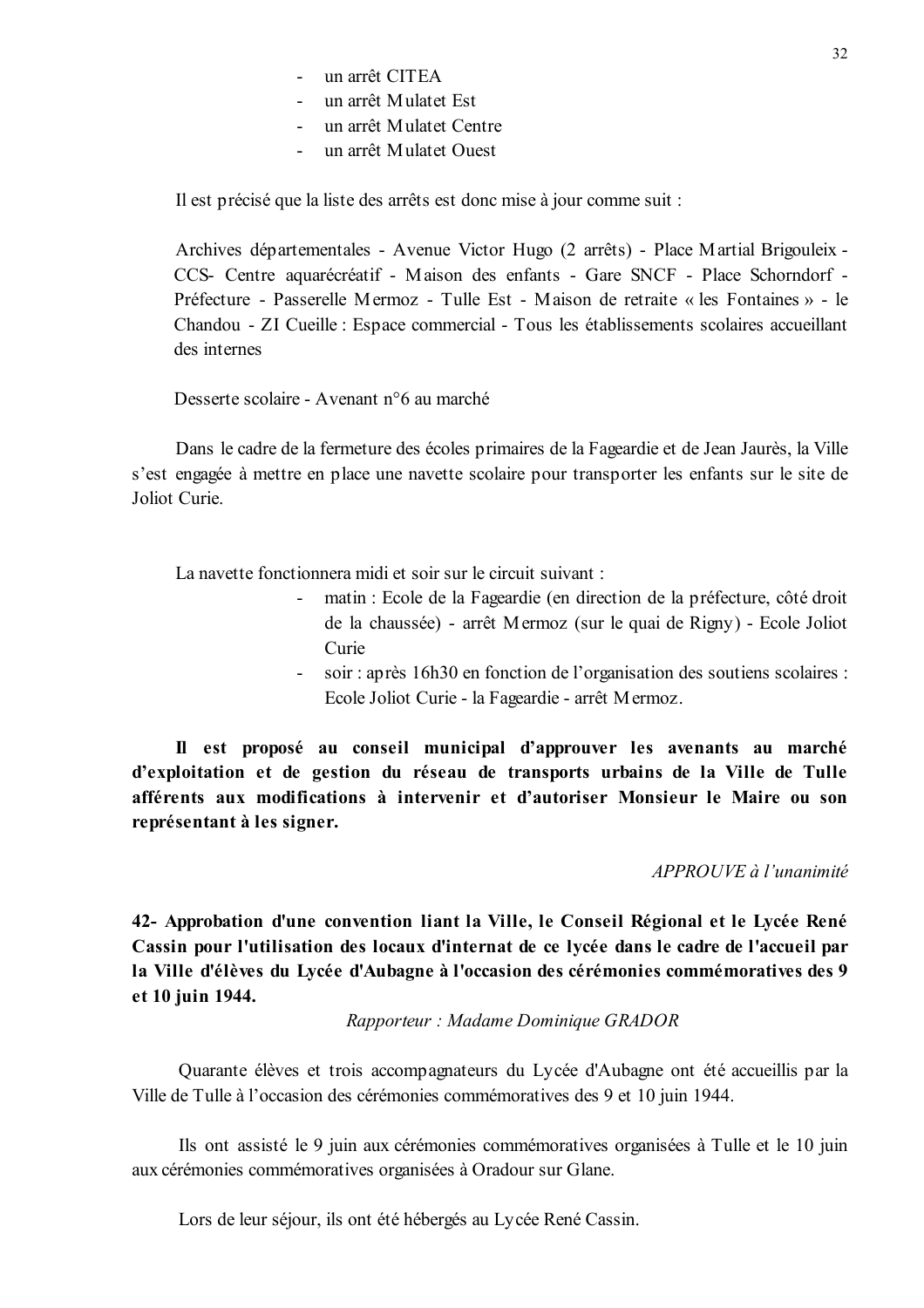- un arrêt CITEA
- un arrêt Mulatet Est
- un arrêt Mulatet Centre
- un arrêt Mulatet Ouest

Il est précisé que la liste des arrêts est donc mise à jour comme suit :

Archives départementales - Avenue Victor Hugo (2 arrêts) - Place Martial Brigouleix - CCS- Centre aquarécréatif - Maison des enfants - Gare SNCF - Place Schorndorf - Préfecture - Passerelle Mermoz - Tulle Est - Maison de retraite « les Fontaines » - le Chandou - ZI Cueille : Espace commercial - Tous les établissements scolaires accueillant des internes

Desserte scolaire - Avenant n°6 au marché

Dans le cadre de la fermeture des écoles primaires de la Fageardie et de Jean Jaurès, la Ville s'est engagée à mettre en place une navette scolaire pour transporter les enfants sur le site de Joliot Curie.

La navette fonctionnera midi et soir sur le circuit suivant :

- matin : Ecole de la Fageardie (en direction de la préfecture, côté droit de la chaussée) - arrêt Mermoz (sur le quai de Rigny) - Ecole Joliot Curie
- soir : après 16h30 en fonction de l'organisation des soutiens scolaires : Ecole Joliot Curie - la Fageardie - arrêt Mermoz.

**Il est proposé au conseil municipal d'approuver les avenants au marché d'exploitation et de gestion du réseau de transports urbains de la Ville de Tulle afférents aux modifications à intervenir et d'autoriser Monsieur le Maire ou son représentant à les signer.**

*APPROUVE à l'unanimité*

**42- Approbation d'une convention liant la Ville, le Conseil Régional et le Lycée René Cassin pour l'utilisation des locaux d'internat de ce lycée dans le cadre de l'accueil par la Ville d'élèves du Lycée d'Aubagne à l'occasion des cérémonies commémoratives des 9 et 10 juin 1944.**

*Rapporteur : Madame Dominique GRADOR*

Quarante élèves et trois accompagnateurs du Lycée d'Aubagne ont été accueillis par la Ville de Tulle à l'occasion des cérémonies commémoratives des 9 et 10 juin 1944.

Ils ont assisté le 9 juin aux cérémonies commémoratives organisées à Tulle et le 10 juin aux cérémonies commémoratives organisées à Oradour sur Glane.

Lors de leur séjour, ils ont été hébergés au Lycée René Cassin.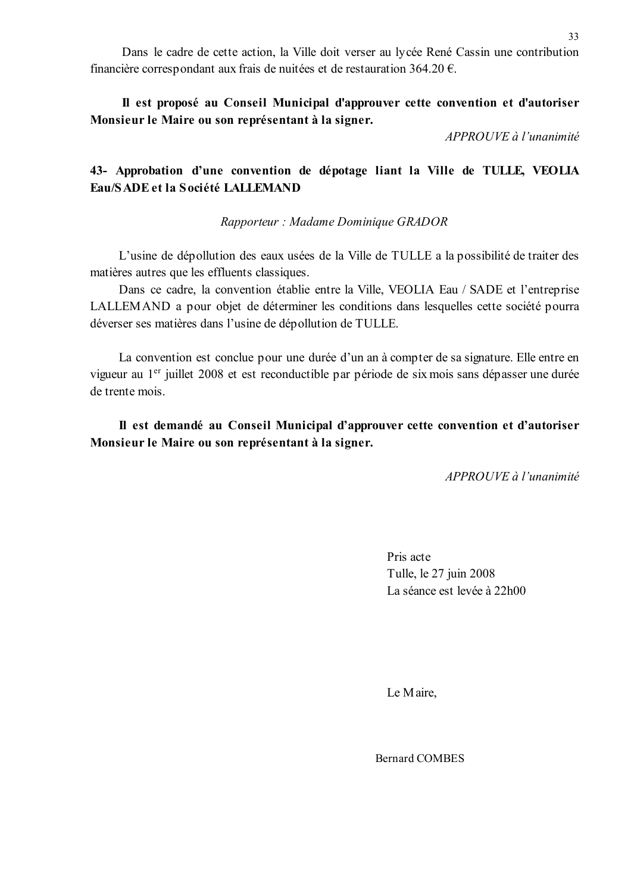Dans le cadre de cette action, la Ville doit verser au lycée René Cassin une contribution financière correspondant aux frais de nuitées et de restauration 364.20 €.

**Il est proposé au Conseil Municipal d'approuver cette convention et d'autoriser Monsieur le Maire ou son représentant à la signer.**

*APPROUVE à l'unanimité*

## 43- Approbation d'une convention de dépotage liant la Ville de TULLE, VEOLIA Eau/SADE et la Société LALLEMAND

*Rapporteur : Madame Dominique GRADOR*

L'usine de dépollution des eaux usées de la Ville de TULLE a la possibilité de traiter des matières autres que les effluents classiques.

Dans ce cadre, la convention établie entre la Ville, VEOLIA Eau / SADE et l'entreprise LALLEMAND a pour objet de déterminer les conditions dans lesquelles cette société pourra déverser ses matières dans l'usine de dépollution de TULLE.

La convention est conclue pour une durée d'un an à compter de sa signature. Elle entre en vigueur au 1er juillet 2008 et est reconductible par période de six mois sans dépasser une durée de trente mois.

**Il est demandé au Conseil Municipal d'approuver cette convention et d'autoriser Monsieur le Maire ou son représentant à la signer.**

*APPROUVE à l'unanimité*

Pris acte
Tulle, le 27 juin 2008
La séance est levée à 22h00

Le Maire,

Bernard COMBES